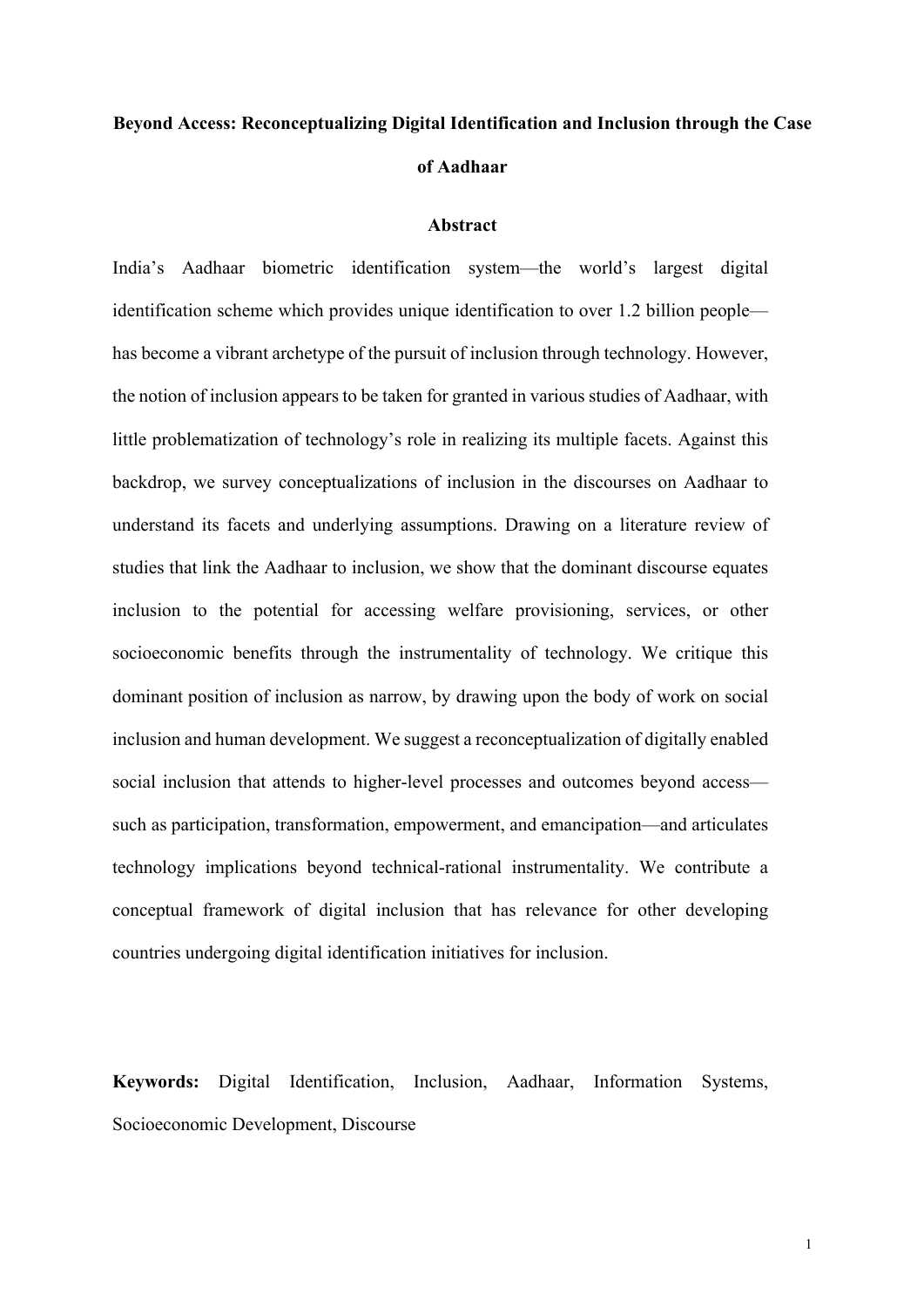# Beyond Access: Reconceptualizing Digital Identification and Inclusion through the Case of Aadhaar

## Abstract

India's Aadhaar biometric identification system—the world's largest digital identification scheme which provides unique identification to over 1.2 billion people—has become a vibrant archetype of the pursuit of inclusion through technology. However, the notion of inclusion appears to be taken for granted in various studies of Aadhaar, with little problematization of technology's role in realizing its multiple facets. Against this backdrop, we survey conceptualizations of inclusion in the discourses on Aadhaar to understand its facets and underlying assumptions. Drawing on a literature review of studies that link the Aadhaar to inclusion, we show that the dominant discourse equates inclusion to the potential for accessing welfare provisioning, services, or other socioeconomic benefits through the instrumentality of technology. We critique this dominant position of inclusion as narrow, by drawing upon the body of work on social inclusion and human development. We suggest a reconceptualization of digitally enabled social inclusion that attends to higher-level processes and outcomes beyond access—such as participation, transformation, empowerment, and emancipation—and articulates technology implications beyond technical-rational instrumentality. We contribute a conceptual framework of digital inclusion that has relevance for other developing countries undergoing digital identification initiatives for inclusion.

**Keywords:** Digital Identification, Inclusion, Aadhaar, Information Systems, Socioeconomic Development, Discourse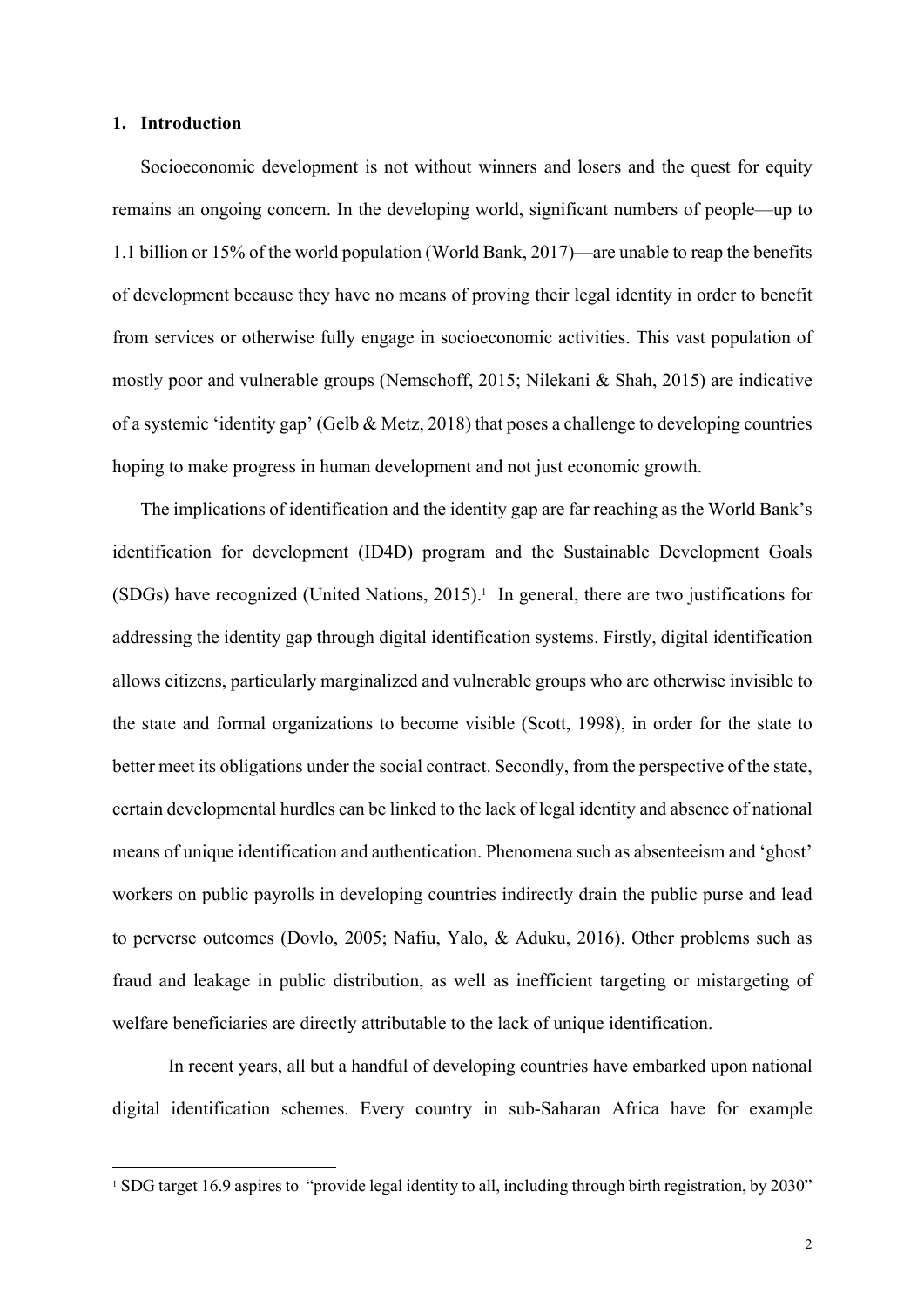## 1. Introduction

Socioeconomic development is not without winners and losers and the quest for equity remains an ongoing concern. In the developing world, significant numbers of people—up to 1.1 billion or 15% of the world population (World Bank, 2017)—are unable to reap the benefits of development because they have no means of proving their legal identity in order to benefit from services or otherwise fully engage in socioeconomic activities. This vast population of mostly poor and vulnerable groups (Nemschoff, 2015; Nilekani & Shah, 2015) are indicative of a systemic 'identity gap' (Gelb & Metz, 2018) that poses a challenge to developing countries hoping to make progress in human development and not just economic growth.

The implications of identification and the identity gap are far reaching as the World Bank's identification for development (ID4D) program and the Sustainable Development Goals (SDGs) have recognized (United Nations, 2015).[1] In general, there are two justifications for addressing the identity gap through digital identification systems. Firstly, digital identification allows citizens, particularly marginalized and vulnerable groups who are otherwise invisible to the state and formal organizations to become visible (Scott, 1998), in order for the state to better meet its obligations under the social contract. Secondly, from the perspective of the state, certain developmental hurdles can be linked to the lack of legal identity and absence of national means of unique identification and authentication. Phenomena such as absenteeism and 'ghost' workers on public payrolls in developing countries indirectly drain the public purse and lead to perverse outcomes (Dovlo, 2005; Nafiu, Yalo, & Aduku, 2016). Other problems such as fraud and leakage in public distribution, as well as inefficient targeting or mistargeting of welfare beneficiaries are directly attributable to the lack of unique identification.

In recent years, all but a handful of developing countries have embarked upon national digital identification schemes. Every country in sub-Saharan Africa have for example

[1] SDG target 16.9 aspires to "provide legal identity to all, including through birth registration, by 2030"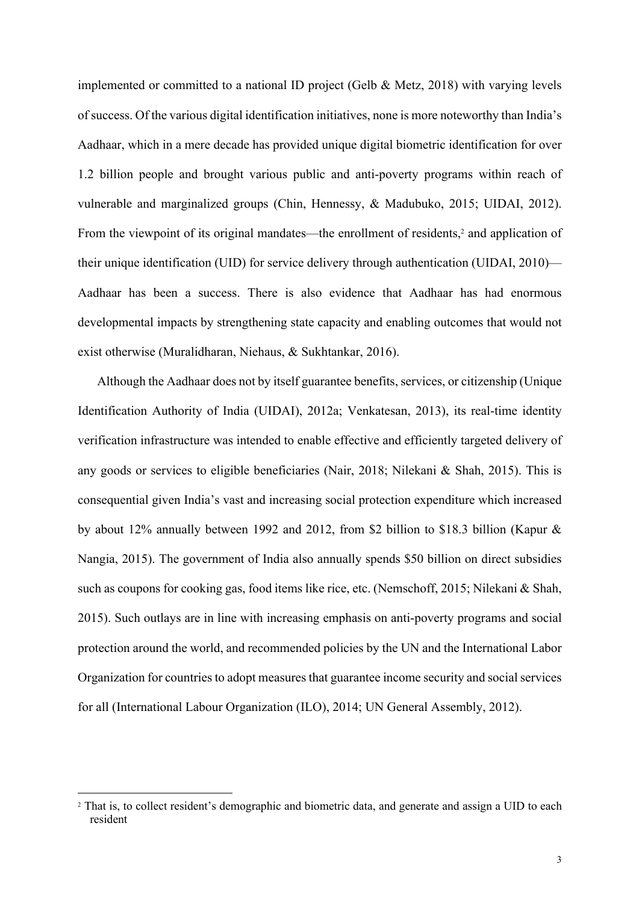implemented or committed to a national ID project (Gelb & Metz, 2018) with varying levels of success. Of the various digital identification initiatives, none is more noteworthy than India's Aadhaar, which in a mere decade has provided unique digital biometric identification for over 1.2 billion people and brought various public and anti-poverty programs within reach of vulnerable and marginalized groups (Chin, Hennessy, & Madubuko, 2015; UIDAI, 2012). From the viewpoint of its original mandates—the enrollment of residents,[2] and application of their unique identification (UID) for service delivery through authentication (UIDAI, 2010)—Aadhaar has been a success. There is also evidence that Aadhaar has had enormous developmental impacts by strengthening state capacity and enabling outcomes that would not exist otherwise (Muralidharan, Niehaus, & Sukhtankar, 2016).

Although the Aadhaar does not by itself guarantee benefits, services, or citizenship (Unique Identification Authority of India (UIDAI), 2012a; Venkatesan, 2013), its real-time identity verification infrastructure was intended to enable effective and efficiently targeted delivery of any goods or services to eligible beneficiaries (Nair, 2018; Nilekani & Shah, 2015). This is consequential given India's vast and increasing social protection expenditure which increased by about 12% annually between 1992 and 2012, from $2 billion to $18.3 billion (Kapur & Nangia, 2015). The government of India also annually spends $50 billion on direct subsidies such as coupons for cooking gas, food items like rice, etc. (Nemschoff, 2015; Nilekani & Shah, 2015). Such outlays are in line with increasing emphasis on anti-poverty programs and social protection around the world, and recommended policies by the UN and the International Labor Organization for countries to adopt measures that guarantee income security and social services for all (International Labour Organization (ILO), 2014; UN General Assembly, 2012).

[2] That is, to collect resident's demographic and biometric data, and generate and assign a UID to each resident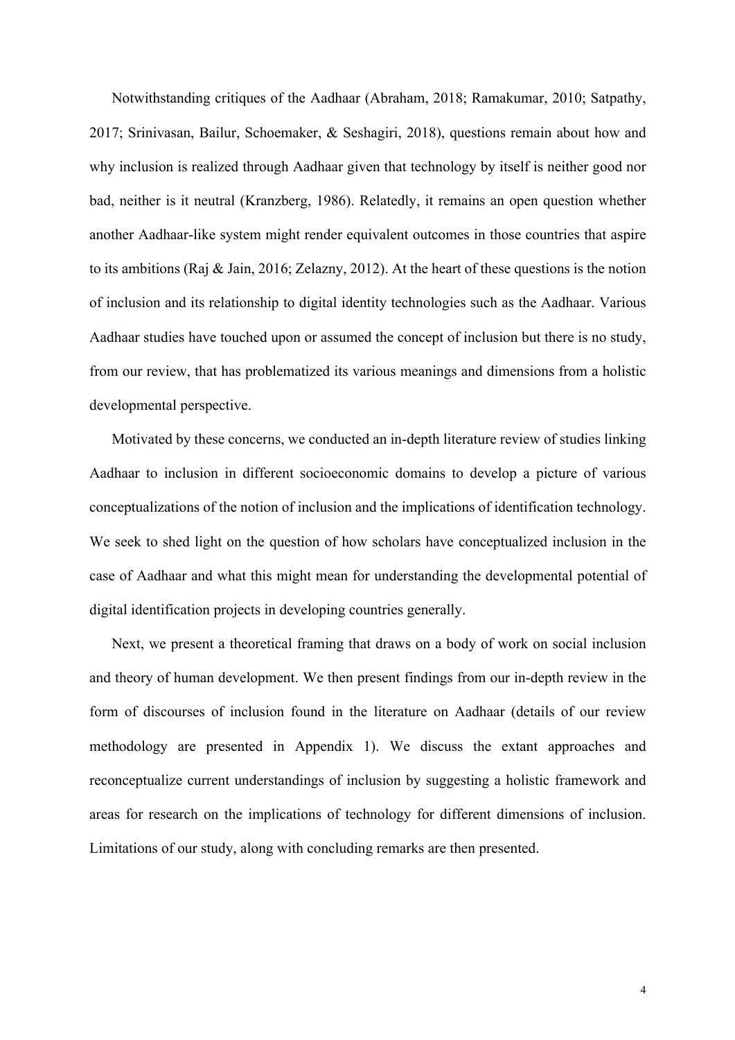Notwithstanding critiques of the Aadhaar (Abraham, 2018; Ramakumar, 2010; Satpathy, 2017; Srinivasan, Bailur, Schoemaker, & Seshagiri, 2018), questions remain about how and why inclusion is realized through Aadhaar given that technology by itself is neither good nor bad, neither is it neutral (Kranzberg, 1986). Relatedly, it remains an open question whether another Aadhaar-like system might render equivalent outcomes in those countries that aspire to its ambitions (Raj & Jain, 2016; Zelazny, 2012). At the heart of these questions is the notion of inclusion and its relationship to digital identity technologies such as the Aadhaar. Various Aadhaar studies have touched upon or assumed the concept of inclusion but there is no study, from our review, that has problematized its various meanings and dimensions from a holistic developmental perspective.

Motivated by these concerns, we conducted an in-depth literature review of studies linking Aadhaar to inclusion in different socioeconomic domains to develop a picture of various conceptualizations of the notion of inclusion and the implications of identification technology. We seek to shed light on the question of how scholars have conceptualized inclusion in the case of Aadhaar and what this might mean for understanding the developmental potential of digital identification projects in developing countries generally.

Next, we present a theoretical framing that draws on a body of work on social inclusion and theory of human development. We then present findings from our in-depth review in the form of discourses of inclusion found in the literature on Aadhaar (details of our review methodology are presented in Appendix 1). We discuss the extant approaches and reconceptualize current understandings of inclusion by suggesting a holistic framework and areas for research on the implications of technology for different dimensions of inclusion. Limitations of our study, along with concluding remarks are then presented.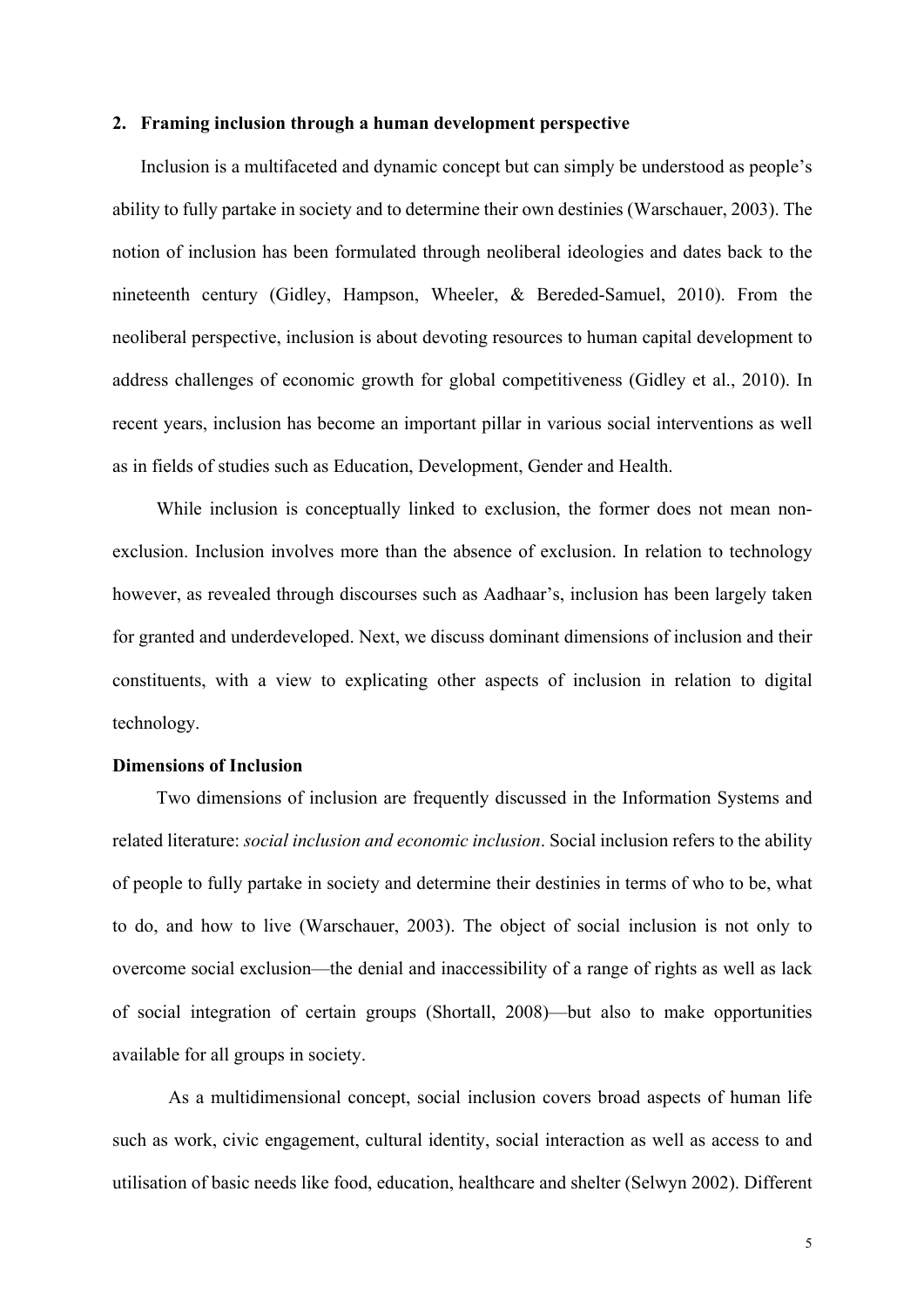## 2. Framing inclusion through a human development perspective

Inclusion is a multifaceted and dynamic concept but can simply be understood as people's ability to fully partake in society and to determine their own destinies (Warschauer, 2003). The notion of inclusion has been formulated through neoliberal ideologies and dates back to the nineteenth century (Gidley, Hampson, Wheeler, & Bereded-Samuel, 2010). From the neoliberal perspective, inclusion is about devoting resources to human capital development to address challenges of economic growth for global competitiveness (Gidley et al., 2010). In recent years, inclusion has become an important pillar in various social interventions as well as in fields of studies such as Education, Development, Gender and Health.

While inclusion is conceptually linked to exclusion, the former does not mean non-exclusion. Inclusion involves more than the absence of exclusion. In relation to technology however, as revealed through discourses such as Aadhaar's, inclusion has been largely taken for granted and underdeveloped. Next, we discuss dominant dimensions of inclusion and their constituents, with a view to explicating other aspects of inclusion in relation to digital technology.

### Dimensions of Inclusion

Two dimensions of inclusion are frequently discussed in the Information Systems and related literature: *social inclusion and economic inclusion*. Social inclusion refers to the ability of people to fully partake in society and determine their destinies in terms of who to be, what to do, and how to live (Warschauer, 2003). The object of social inclusion is not only to overcome social exclusion—the denial and inaccessibility of a range of rights as well as lack of social integration of certain groups (Shortall, 2008)—but also to make opportunities available for all groups in society.

As a multidimensional concept, social inclusion covers broad aspects of human life such as work, civic engagement, cultural identity, social interaction as well as access to and utilisation of basic needs like food, education, healthcare and shelter (Selwyn 2002). Different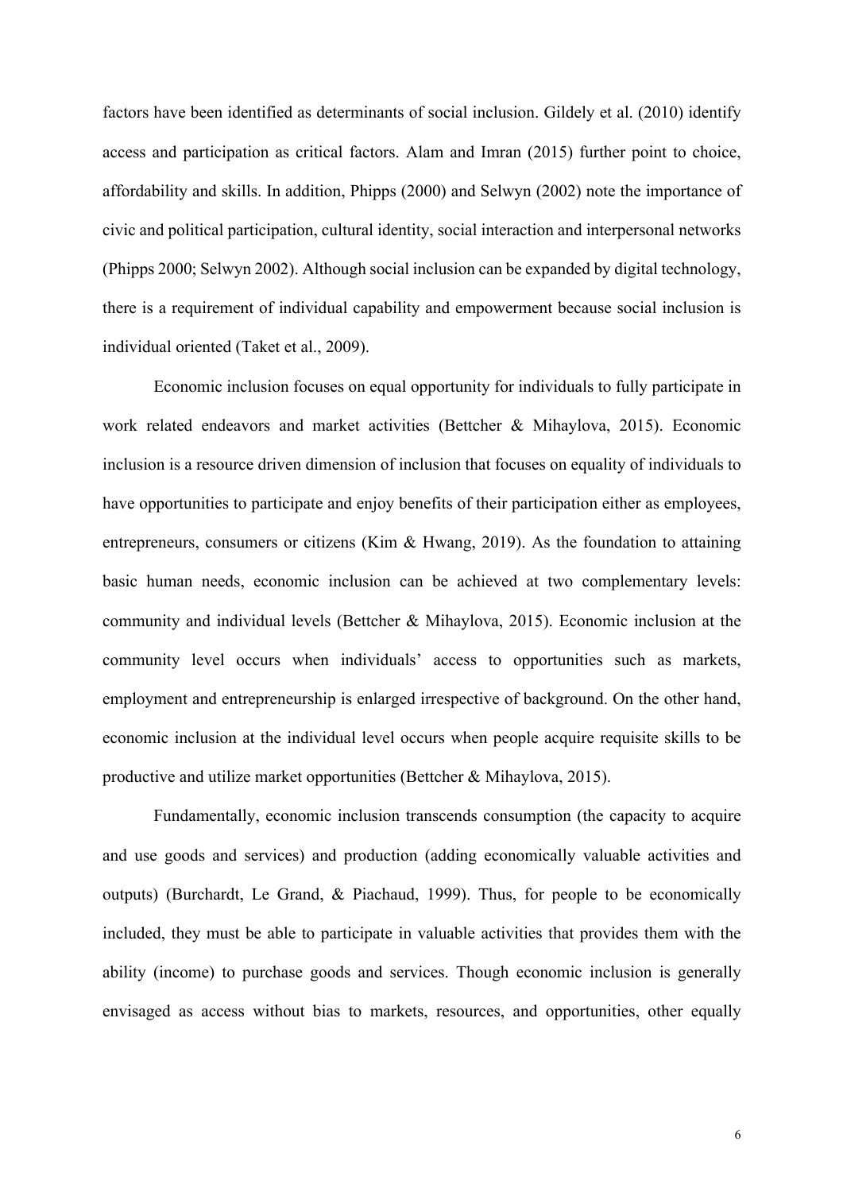factors have been identified as determinants of social inclusion. Gildely et al. (2010) identify access and participation as critical factors. Alam and Imran (2015) further point to choice, affordability and skills. In addition, Phipps (2000) and Selwyn (2002) note the importance of civic and political participation, cultural identity, social interaction and interpersonal networks (Phipps 2000; Selwyn 2002). Although social inclusion can be expanded by digital technology, there is a requirement of individual capability and empowerment because social inclusion is individual oriented (Taket et al., 2009).

Economic inclusion focuses on equal opportunity for individuals to fully participate in work related endeavors and market activities (Bettcher & Mihaylova, 2015). Economic inclusion is a resource driven dimension of inclusion that focuses on equality of individuals to have opportunities to participate and enjoy benefits of their participation either as employees, entrepreneurs, consumers or citizens (Kim & Hwang, 2019). As the foundation to attaining basic human needs, economic inclusion can be achieved at two complementary levels: community and individual levels (Bettcher & Mihaylova, 2015). Economic inclusion at the community level occurs when individuals' access to opportunities such as markets, employment and entrepreneurship is enlarged irrespective of background. On the other hand, economic inclusion at the individual level occurs when people acquire requisite skills to be productive and utilize market opportunities (Bettcher & Mihaylova, 2015).

Fundamentally, economic inclusion transcends consumption (the capacity to acquire and use goods and services) and production (adding economically valuable activities and outputs) (Burchardt, Le Grand, & Piachaud, 1999). Thus, for people to be economically included, they must be able to participate in valuable activities that provides them with the ability (income) to purchase goods and services. Though economic inclusion is generally envisaged as access without bias to markets, resources, and opportunities, other equally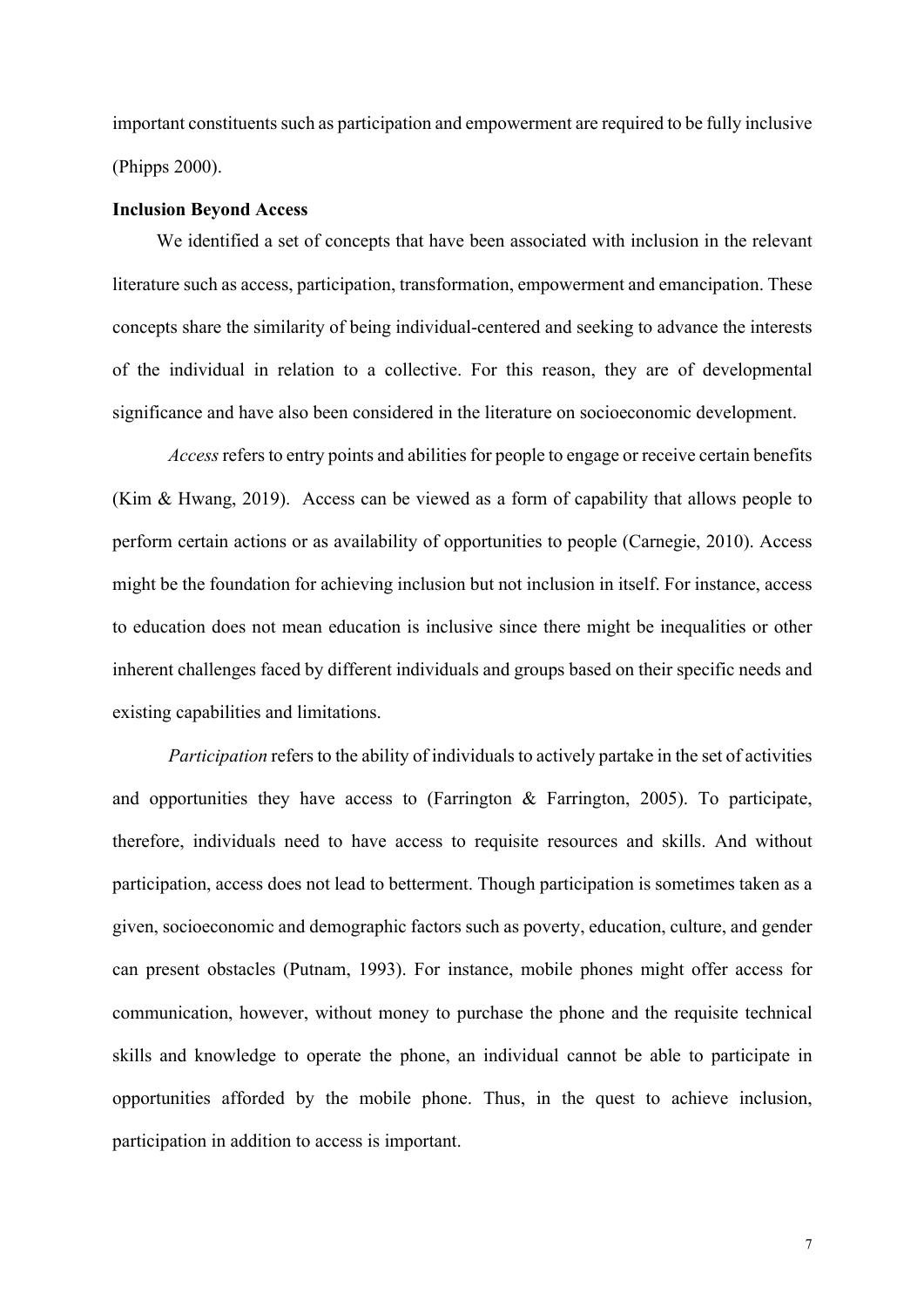important constituents such as participation and empowerment are required to be fully inclusive (Phipps 2000).

**Inclusion Beyond Access**

We identified a set of concepts that have been associated with inclusion in the relevant literature such as access, participation, transformation, empowerment and emancipation. These concepts share the similarity of being individual-centered and seeking to advance the interests of the individual in relation to a collective. For this reason, they are of developmental significance and have also been considered in the literature on socioeconomic development.

*Access* refers to entry points and abilities for people to engage or receive certain benefits (Kim & Hwang, 2019). Access can be viewed as a form of capability that allows people to perform certain actions or as availability of opportunities to people (Carnegie, 2010). Access might be the foundation for achieving inclusion but not inclusion in itself. For instance, access to education does not mean education is inclusive since there might be inequalities or other inherent challenges faced by different individuals and groups based on their specific needs and existing capabilities and limitations.

*Participation* refers to the ability of individuals to actively partake in the set of activities and opportunities they have access to (Farrington & Farrington, 2005). To participate, therefore, individuals need to have access to requisite resources and skills. And without participation, access does not lead to betterment. Though participation is sometimes taken as a given, socioeconomic and demographic factors such as poverty, education, culture, and gender can present obstacles (Putnam, 1993). For instance, mobile phones might offer access for communication, however, without money to purchase the phone and the requisite technical skills and knowledge to operate the phone, an individual cannot be able to participate in opportunities afforded by the mobile phone. Thus, in the quest to achieve inclusion, participation in addition to access is important.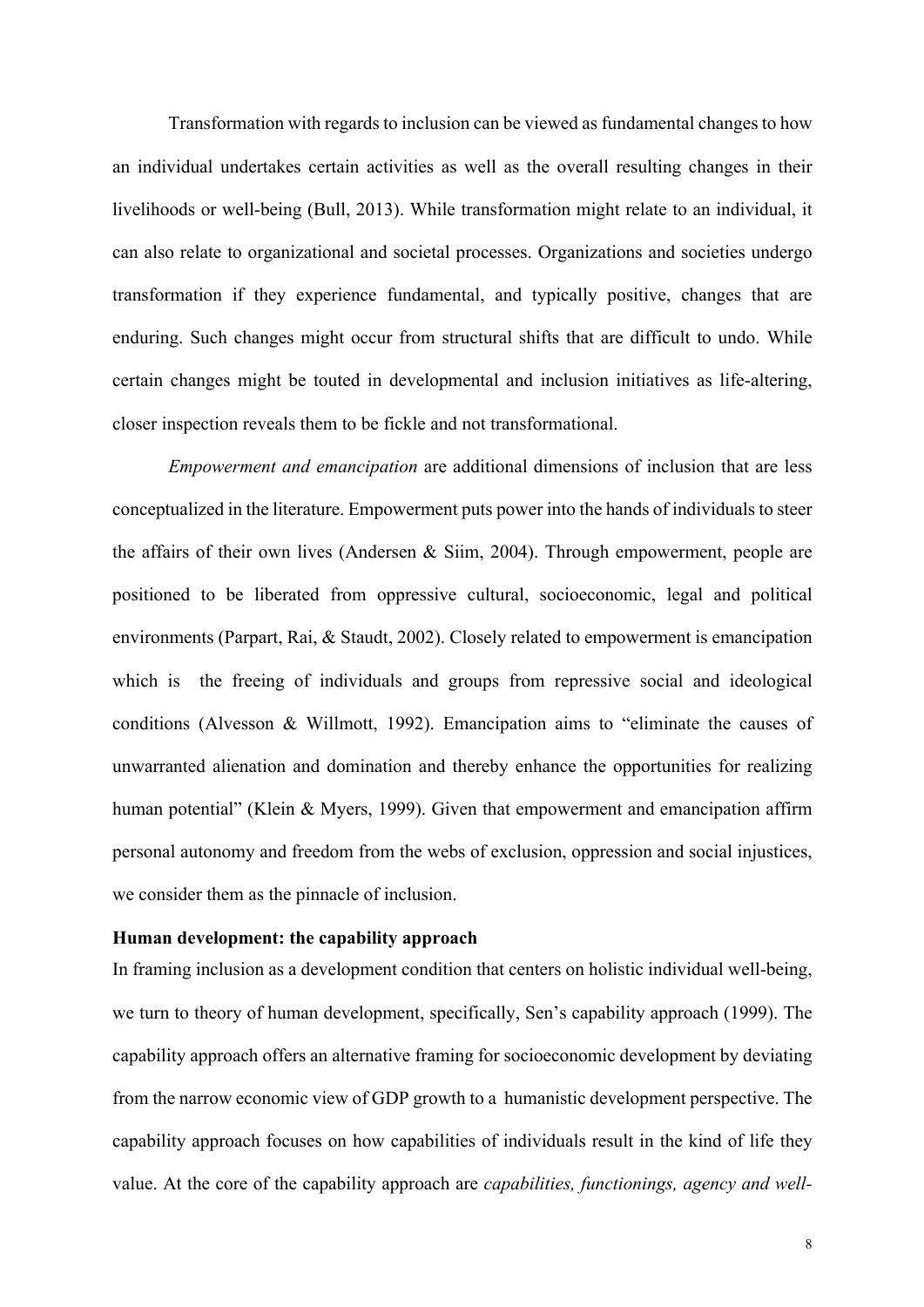Transformation with regards to inclusion can be viewed as fundamental changes to how an individual undertakes certain activities as well as the overall resulting changes in their livelihoods or well-being (Bull, 2013). While transformation might relate to an individual, it can also relate to organizational and societal processes. Organizations and societies undergo transformation if they experience fundamental, and typically positive, changes that are enduring. Such changes might occur from structural shifts that are difficult to undo. While certain changes might be touted in developmental and inclusion initiatives as life-altering, closer inspection reveals them to be fickle and not transformational.

*Empowerment and emancipation* are additional dimensions of inclusion that are less conceptualized in the literature. Empowerment puts power into the hands of individuals to steer the affairs of their own lives (Andersen & Siim, 2004). Through empowerment, people are positioned to be liberated from oppressive cultural, socioeconomic, legal and political environments (Parpart, Rai, & Staudt, 2002). Closely related to empowerment is emancipation which is the freeing of individuals and groups from repressive social and ideological conditions (Alvesson & Willmott, 1992). Emancipation aims to "eliminate the causes of unwarranted alienation and domination and thereby enhance the opportunities for realizing human potential" (Klein & Myers, 1999). Given that empowerment and emancipation affirm personal autonomy and freedom from the webs of exclusion, oppression and social injustices, we consider them as the pinnacle of inclusion.

**Human development: the capability approach**

In framing inclusion as a development condition that centers on holistic individual well-being, we turn to theory of human development, specifically, Sen's capability approach (1999). The capability approach offers an alternative framing for socioeconomic development by deviating from the narrow economic view of GDP growth to a humanistic development perspective. The capability approach focuses on how capabilities of individuals result in the kind of life they value. At the core of the capability approach are *capabilities, functionings, agency and well-*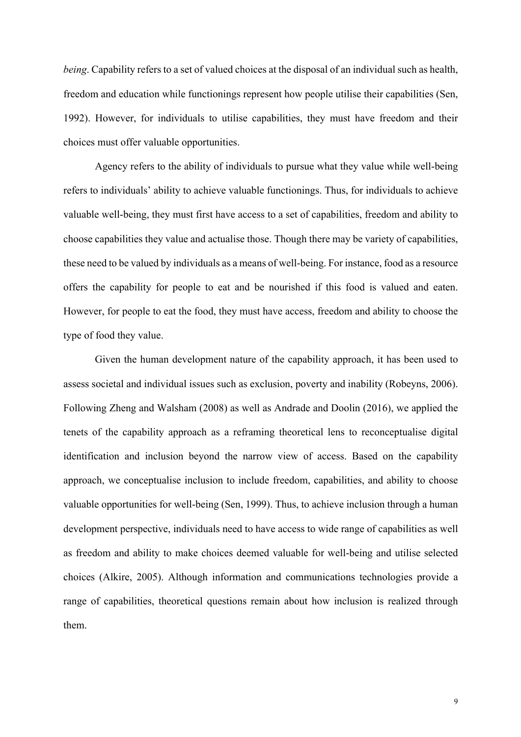*being*. Capability refers to a set of valued choices at the disposal of an individual such as health, freedom and education while functionings represent how people utilise their capabilities (Sen, 1992). However, for individuals to utilise capabilities, they must have freedom and their choices must offer valuable opportunities.

Agency refers to the ability of individuals to pursue what they value while well-being refers to individuals' ability to achieve valuable functionings. Thus, for individuals to achieve valuable well-being, they must first have access to a set of capabilities, freedom and ability to choose capabilities they value and actualise those. Though there may be variety of capabilities, these need to be valued by individuals as a means of well-being. For instance, food as a resource offers the capability for people to eat and be nourished if this food is valued and eaten. However, for people to eat the food, they must have access, freedom and ability to choose the type of food they value.

Given the human development nature of the capability approach, it has been used to assess societal and individual issues such as exclusion, poverty and inability (Robeyns, 2006). Following Zheng and Walsham (2008) as well as Andrade and Doolin (2016), we applied the tenets of the capability approach as a reframing theoretical lens to reconceptualise digital identification and inclusion beyond the narrow view of access. Based on the capability approach, we conceptualise inclusion to include freedom, capabilities, and ability to choose valuable opportunities for well-being (Sen, 1999). Thus, to achieve inclusion through a human development perspective, individuals need to have access to wide range of capabilities as well as freedom and ability to make choices deemed valuable for well-being and utilise selected choices (Alkire, 2005). Although information and communications technologies provide a range of capabilities, theoretical questions remain about how inclusion is realized through them.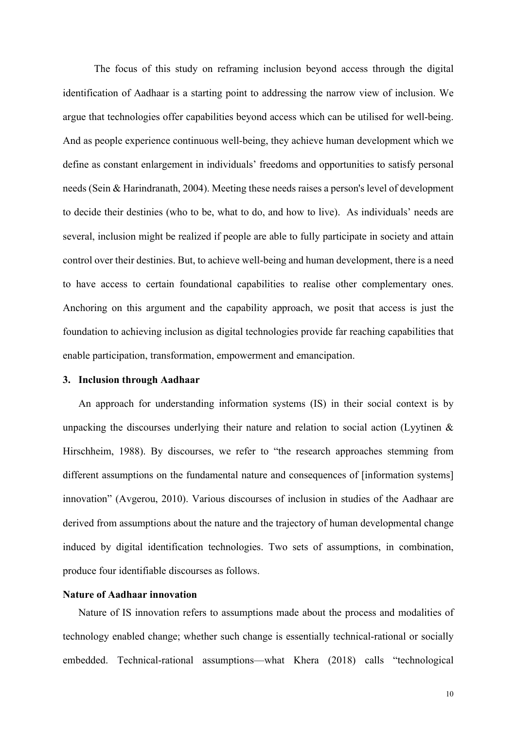The focus of this study on reframing inclusion beyond access through the digital identification of Aadhaar is a starting point to addressing the narrow view of inclusion. We argue that technologies offer capabilities beyond access which can be utilised for well-being. And as people experience continuous well-being, they achieve human development which we define as constant enlargement in individuals' freedoms and opportunities to satisfy personal needs (Sein & Harindranath, 2004). Meeting these needs raises a person's level of development to decide their destinies (who to be, what to do, and how to live). As individuals' needs are several, inclusion might be realized if people are able to fully participate in society and attain control over their destinies. But, to achieve well-being and human development, there is a need to have access to certain foundational capabilities to realise other complementary ones. Anchoring on this argument and the capability approach, we posit that access is just the foundation to achieving inclusion as digital technologies provide far reaching capabilities that enable participation, transformation, empowerment and emancipation.

## 3. Inclusion through Aadhaar

An approach for understanding information systems (IS) in their social context is by unpacking the discourses underlying their nature and relation to social action (Lyytinen & Hirschheim, 1988). By discourses, we refer to "the research approaches stemming from different assumptions on the fundamental nature and consequences of [information systems] innovation" (Avgerou, 2010). Various discourses of inclusion in studies of the Aadhaar are derived from assumptions about the nature and the trajectory of human developmental change induced by digital identification technologies. Two sets of assumptions, in combination, produce four identifiable discourses as follows.

### Nature of Aadhaar innovation

Nature of IS innovation refers to assumptions made about the process and modalities of technology enabled change; whether such change is essentially technical-rational or socially embedded. Technical-rational assumptions—what Khera (2018) calls "technological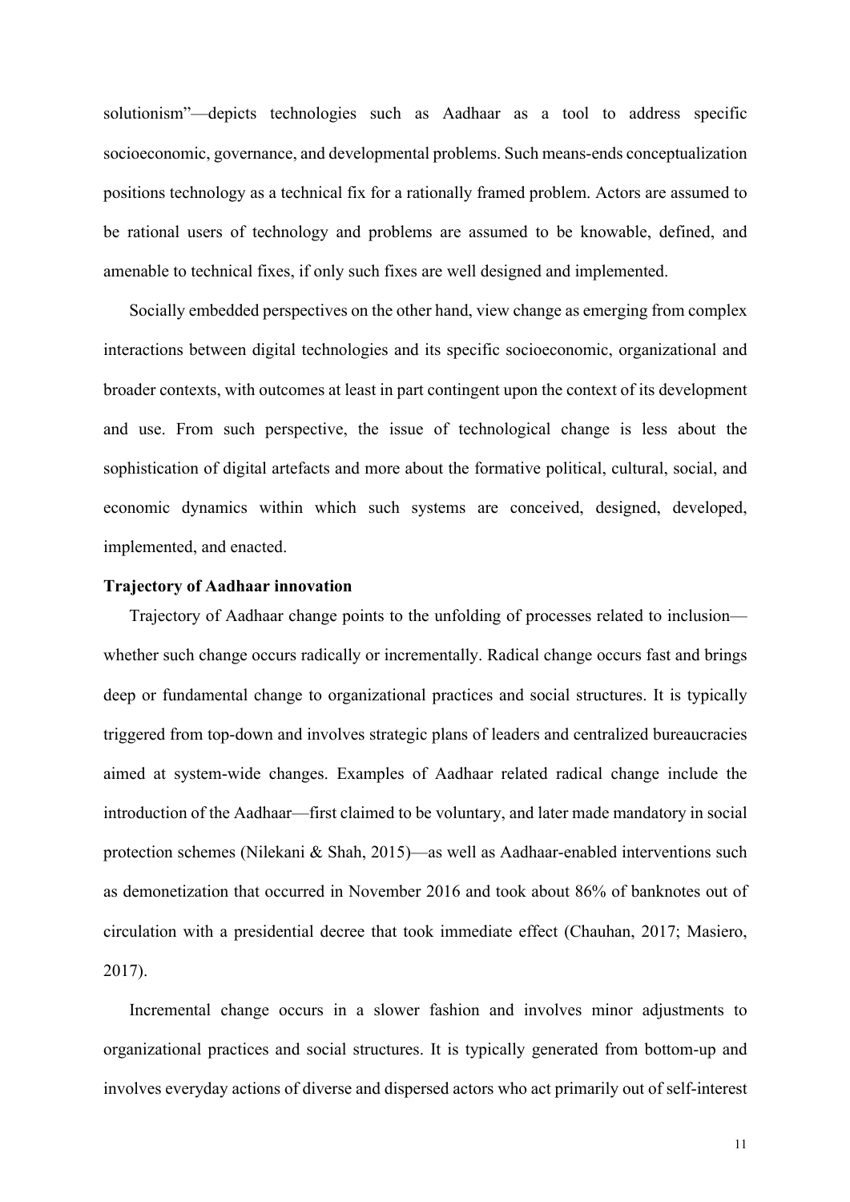solutionism"—depicts technologies such as Aadhaar as a tool to address specific socioeconomic, governance, and developmental problems. Such means-ends conceptualization positions technology as a technical fix for a rationally framed problem. Actors are assumed to be rational users of technology and problems are assumed to be knowable, defined, and amenable to technical fixes, if only such fixes are well designed and implemented.

Socially embedded perspectives on the other hand, view change as emerging from complex interactions between digital technologies and its specific socioeconomic, organizational and broader contexts, with outcomes at least in part contingent upon the context of its development and use. From such perspective, the issue of technological change is less about the sophistication of digital artefacts and more about the formative political, cultural, social, and economic dynamics within which such systems are conceived, designed, developed, implemented, and enacted.

**Trajectory of Aadhaar innovation**

Trajectory of Aadhaar change points to the unfolding of processes related to inclusion—whether such change occurs radically or incrementally. Radical change occurs fast and brings deep or fundamental change to organizational practices and social structures. It is typically triggered from top-down and involves strategic plans of leaders and centralized bureaucracies aimed at system-wide changes. Examples of Aadhaar related radical change include the introduction of the Aadhaar—first claimed to be voluntary, and later made mandatory in social protection schemes (Nilekani & Shah, 2015)—as well as Aadhaar-enabled interventions such as demonetization that occurred in November 2016 and took about 86% of banknotes out of circulation with a presidential decree that took immediate effect (Chauhan, 2017; Masiero, 2017).

Incremental change occurs in a slower fashion and involves minor adjustments to organizational practices and social structures. It is typically generated from bottom-up and involves everyday actions of diverse and dispersed actors who act primarily out of self-interest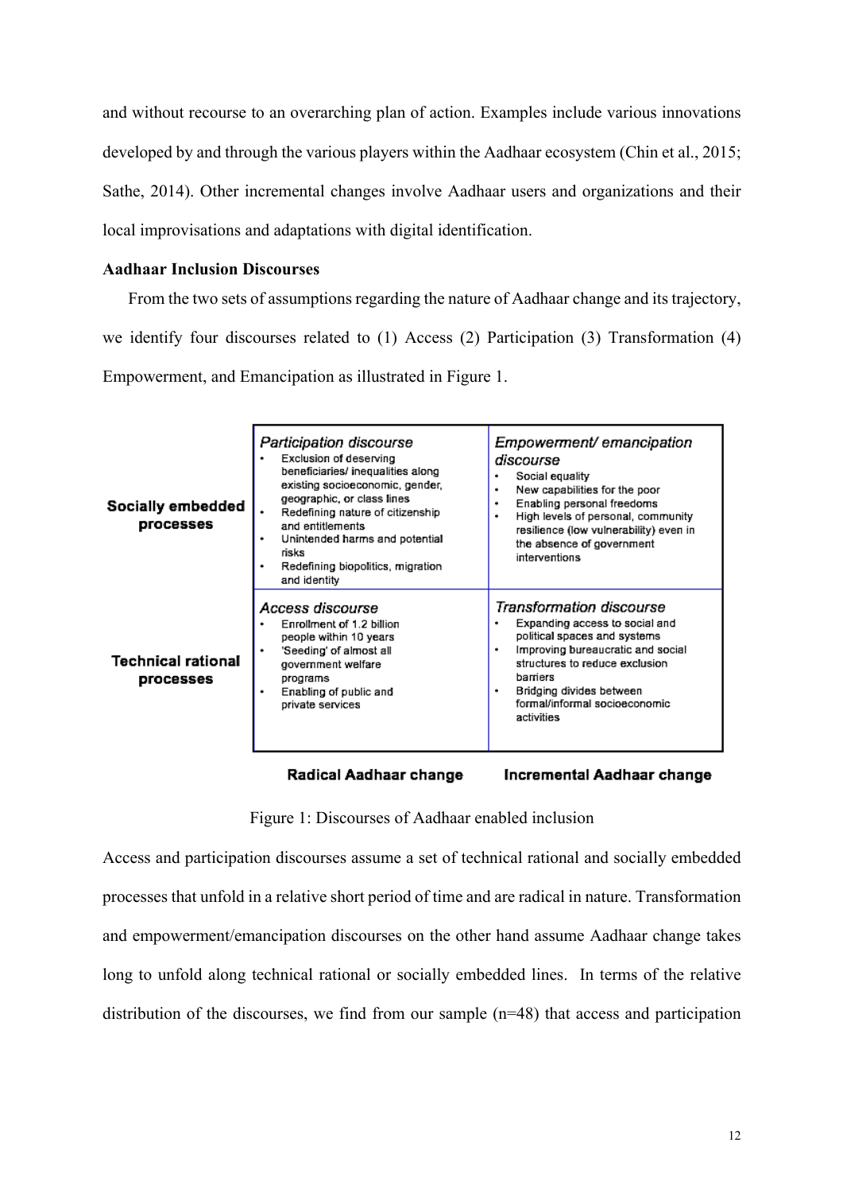and without recourse to an overarching plan of action. Examples include various innovations developed by and through the various players within the Aadhaar ecosystem (Chin et al., 2015; Sathe, 2014). Other incremental changes involve Aadhaar users and organizations and their local improvisations and adaptations with digital identification.

**Aadhaar Inclusion Discourses**

From the two sets of assumptions regarding the nature of Aadhaar change and its trajectory, we identify four discourses related to (1) Access (2) Participation (3) Transformation (4) Empowerment, and Emancipation as illustrated in Figure 1.

| | Radical Aadhaar change | Incremental Aadhaar change |
|---|---|---|
| **Socially embedded processes** | *Participation discourse*<br>• Exclusion of deserving beneficiaries/ inequalities along existing socioeconomic, gender, geographic, or class lines<br>• Redefining nature of citizenship and entitlements<br>• Unintended harms and potential risks<br>• Redefining biopolitics, migration and identity | *Empowerment/ emancipation discourse*<br>• Social equality<br>• New capabilities for the poor<br>• Enabling personal freedoms<br>• High levels of personal, community resilience (low vulnerability) even in the absence of government interventions |
| **Technical rational processes** | *Access discourse*<br>• Enrollment of 1.2 billion people within 10 years<br>• 'Seeding' of almost all government welfare programs<br>• Enabling of public and private services | *Transformation discourse*<br>• Expanding access to social and political spaces and systems<br>• Improving bureaucratic and social structures to reduce exclusion barriers<br>• Bridging divides between formal/informal socioeconomic activities |

Figure 1: Discourses of Aadhaar enabled inclusion

Access and participation discourses assume a set of technical rational and socially embedded processes that unfold in a relative short period of time and are radical in nature. Transformation and empowerment/emancipation discourses on the other hand assume Aadhaar change takes long to unfold along technical rational or socially embedded lines. In terms of the relative distribution of the discourses, we find from our sample (n=48) that access and participation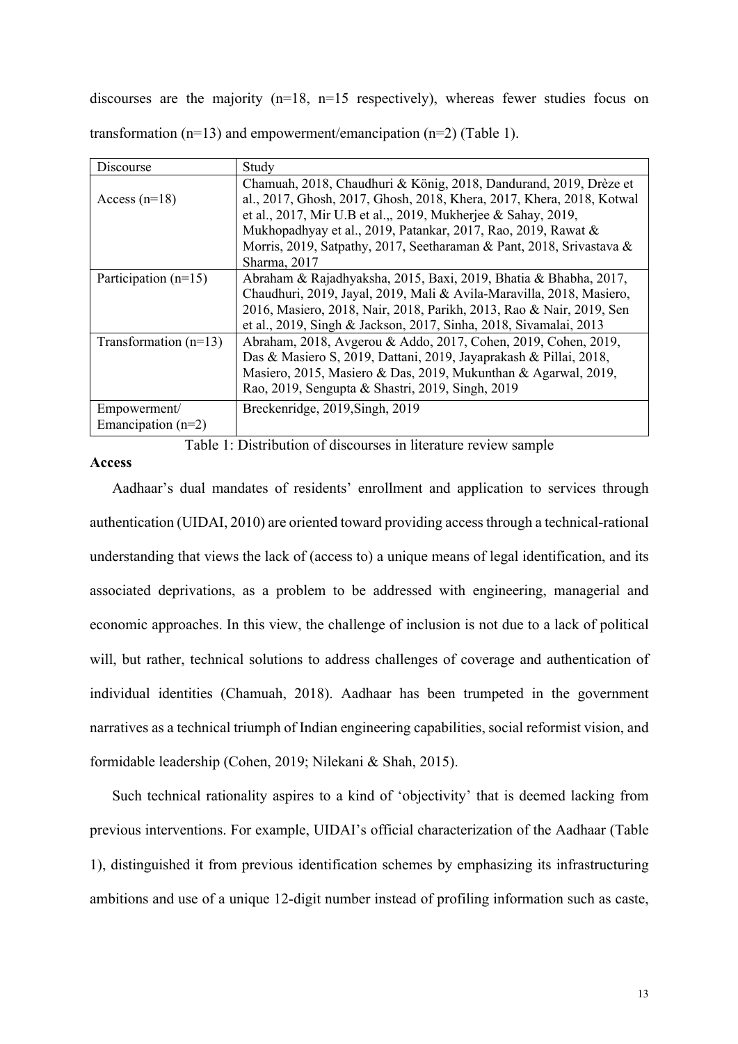discourses are the majority (n=18, n=15 respectively), whereas fewer studies focus on transformation (n=13) and empowerment/emancipation (n=2) (Table 1).

| Discourse | Study |
|---|---|
| Access (n=18) | Chamuah, 2018, Chaudhuri & König, 2018, Dandurand, 2019, Drèze et al., 2017, Ghosh, 2017, Ghosh, 2018, Khera, 2017, Khera, 2018, Kotwal et al., 2017, Mir U.B et al.,, 2019, Mukherjee & Sahay, 2019, Mukhopadhyay et al., 2019, Patankar, 2017, Rao, 2019, Rawat & Morris, 2019, Satpathy, 2017, Seetharaman & Pant, 2018, Srivastava & Sharma, 2017 |
| Participation (n=15) | Abraham & Rajadhyaksha, 2015, Baxi, 2019, Bhatia & Bhabha, 2017, Chaudhuri, 2019, Jayal, 2019, Mali & Avila-Maravilla, 2018, Masiero, 2016, Masiero, 2018, Nair, 2018, Parikh, 2013, Rao & Nair, 2019, Sen et al., 2019, Singh & Jackson, 2017, Sinha, 2018, Sivamalai, 2013 |
| Transformation (n=13) | Abraham, 2018, Avgerou & Addo, 2017, Cohen, 2019, Cohen, 2019, Das & Masiero S, 2019, Dattani, 2019, Jayaprakash & Pillai, 2018, Masiero, 2015, Masiero & Das, 2019, Mukunthan & Agarwal, 2019, Rao, 2019, Sengupta & Shastri, 2019, Singh, 2019 |
| Empowerment/ Emancipation (n=2) | Breckenridge, 2019,Singh, 2019 |

Table 1: Distribution of discourses in literature review sample

**Access**

Aadhaar's dual mandates of residents' enrollment and application to services through authentication (UIDAI, 2010) are oriented toward providing access through a technical-rational understanding that views the lack of (access to) a unique means of legal identification, and its associated deprivations, as a problem to be addressed with engineering, managerial and economic approaches. In this view, the challenge of inclusion is not due to a lack of political will, but rather, technical solutions to address challenges of coverage and authentication of individual identities (Chamuah, 2018). Aadhaar has been trumpeted in the government narratives as a technical triumph of Indian engineering capabilities, social reformist vision, and formidable leadership (Cohen, 2019; Nilekani & Shah, 2015).

Such technical rationality aspires to a kind of 'objectivity' that is deemed lacking from previous interventions. For example, UIDAI's official characterization of the Aadhaar (Table 1), distinguished it from previous identification schemes by emphasizing its infrastructuring ambitions and use of a unique 12-digit number instead of profiling information such as caste,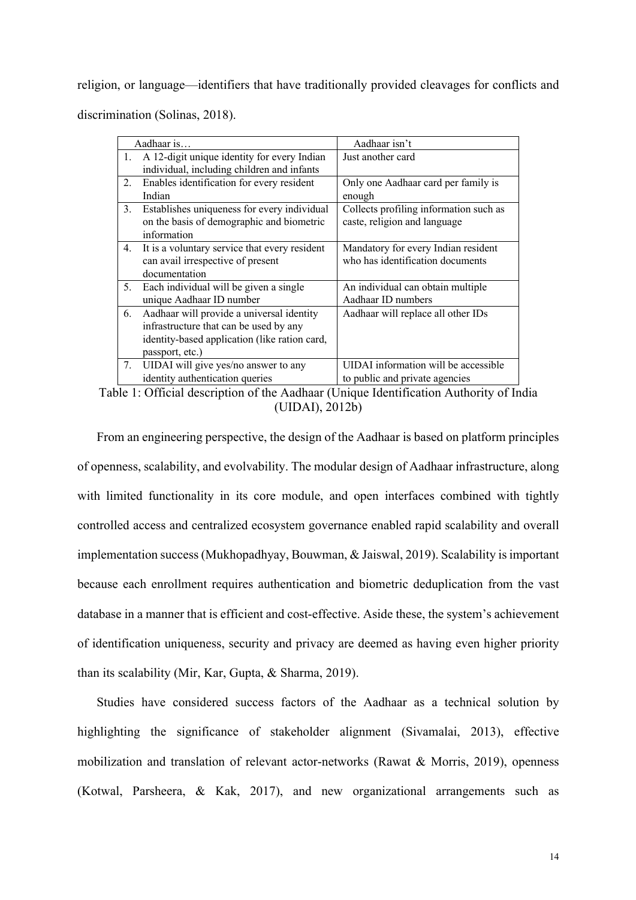religion, or language—identifiers that have traditionally provided cleavages for conflicts and discrimination (Solinas, 2018).

| Aadhaar is… | Aadhaar isn't |
| --- | --- |
| 1. A 12-digit unique identity for every Indian individual, including children and infants | Just another card |
| 2. Enables identification for every resident Indian | Only one Aadhaar card per family is enough |
| 3. Establishes uniqueness for every individual on the basis of demographic and biometric information | Collects profiling information such as caste, religion and language |
| 4. It is a voluntary service that every resident can avail irrespective of present documentation | Mandatory for every Indian resident who has identification documents |
| 5. Each individual will be given a single unique Aadhaar ID number | An individual can obtain multiple Aadhaar ID numbers |
| 6. Aadhaar will provide a universal identity infrastructure that can be used by any identity-based application (like ration card, passport, etc.) | Aadhaar will replace all other IDs |
| 7. UIDAI will give yes/no answer to any identity authentication queries | UIDAI information will be accessible to public and private agencies |

Table 1: Official description of the Aadhaar (Unique Identification Authority of India (UIDAI), 2012b)

From an engineering perspective, the design of the Aadhaar is based on platform principles of openness, scalability, and evolvability. The modular design of Aadhaar infrastructure, along with limited functionality in its core module, and open interfaces combined with tightly controlled access and centralized ecosystem governance enabled rapid scalability and overall implementation success (Mukhopadhyay, Bouwman, & Jaiswal, 2019). Scalability is important because each enrollment requires authentication and biometric deduplication from the vast database in a manner that is efficient and cost-effective. Aside these, the system's achievement of identification uniqueness, security and privacy are deemed as having even higher priority than its scalability (Mir, Kar, Gupta, & Sharma, 2019).

Studies have considered success factors of the Aadhaar as a technical solution by highlighting the significance of stakeholder alignment (Sivamalai, 2013), effective mobilization and translation of relevant actor-networks (Rawat & Morris, 2019), openness (Kotwal, Parsheera, & Kak, 2017), and new organizational arrangements such as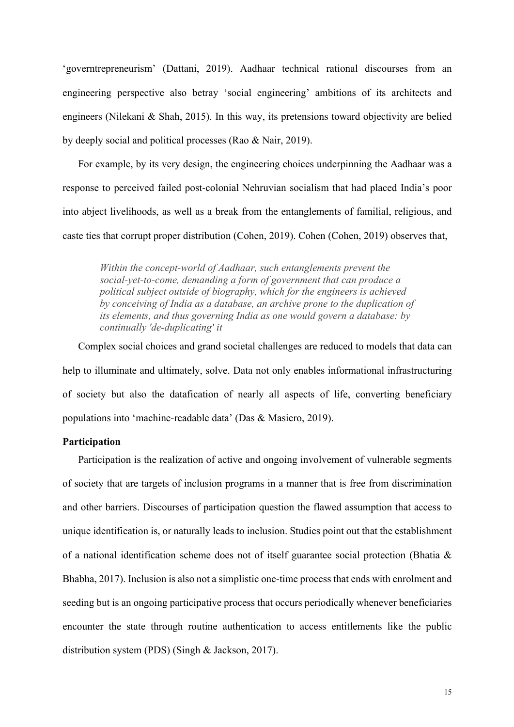'governtrepreneurism' (Dattani, 2019). Aadhaar technical rational discourses from an engineering perspective also betray 'social engineering' ambitions of its architects and engineers (Nilekani & Shah, 2015). In this way, its pretensions toward objectivity are belied by deeply social and political processes (Rao & Nair, 2019).

For example, by its very design, the engineering choices underpinning the Aadhaar was a response to perceived failed post-colonial Nehruvian socialism that had placed India's poor into abject livelihoods, as well as a break from the entanglements of familial, religious, and caste ties that corrupt proper distribution (Cohen, 2019). Cohen (Cohen, 2019) observes that,

> *Within the concept-world of Aadhaar, such entanglements prevent the social-yet-to-come, demanding a form of government that can produce a political subject outside of biography, which for the engineers is achieved by conceiving of India as a database, an archive prone to the duplication of its elements, and thus governing India as one would govern a database: by continually 'de-duplicating' it*

Complex social choices and grand societal challenges are reduced to models that data can help to illuminate and ultimately, solve. Data not only enables informational infrastructuring of society but also the datafication of nearly all aspects of life, converting beneficiary populations into 'machine-readable data' (Das & Masiero, 2019).

**Participation**

Participation is the realization of active and ongoing involvement of vulnerable segments of society that are targets of inclusion programs in a manner that is free from discrimination and other barriers. Discourses of participation question the flawed assumption that access to unique identification is, or naturally leads to inclusion. Studies point out that the establishment of a national identification scheme does not of itself guarantee social protection (Bhatia & Bhabha, 2017). Inclusion is also not a simplistic one-time process that ends with enrolment and seeding but is an ongoing participative process that occurs periodically whenever beneficiaries encounter the state through routine authentication to access entitlements like the public distribution system (PDS) (Singh & Jackson, 2017).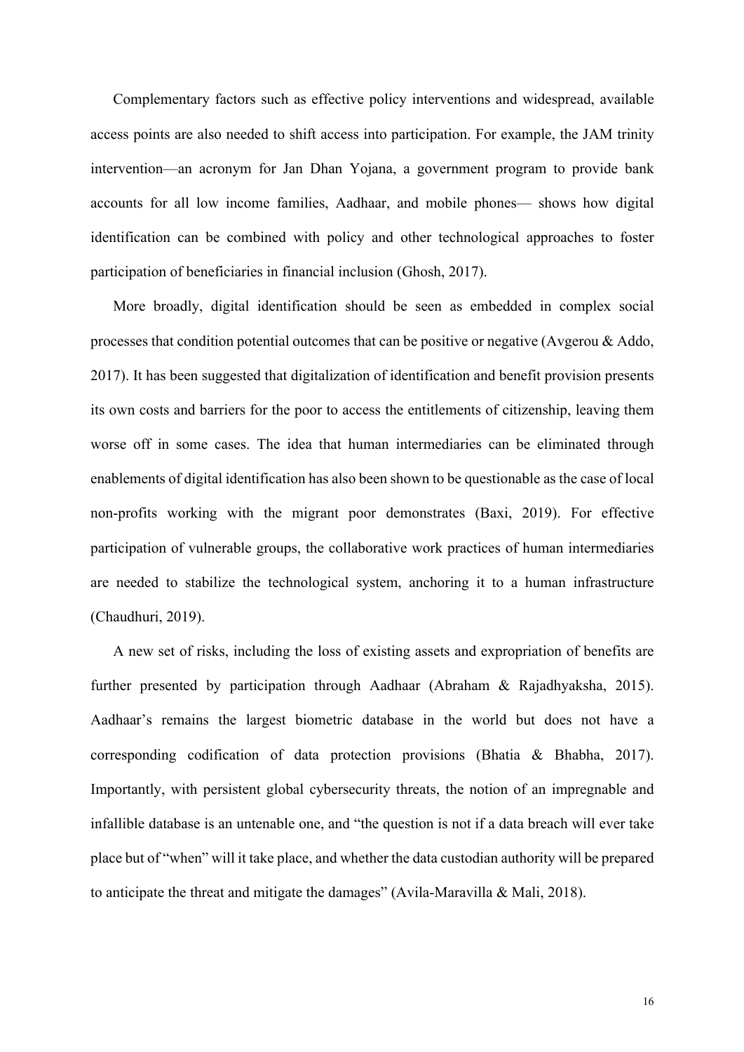Complementary factors such as effective policy interventions and widespread, available access points are also needed to shift access into participation. For example, the JAM trinity intervention—an acronym for Jan Dhan Yojana, a government program to provide bank accounts for all low income families, Aadhaar, and mobile phones— shows how digital identification can be combined with policy and other technological approaches to foster participation of beneficiaries in financial inclusion (Ghosh, 2017).

More broadly, digital identification should be seen as embedded in complex social processes that condition potential outcomes that can be positive or negative (Avgerou & Addo, 2017). It has been suggested that digitalization of identification and benefit provision presents its own costs and barriers for the poor to access the entitlements of citizenship, leaving them worse off in some cases. The idea that human intermediaries can be eliminated through enablements of digital identification has also been shown to be questionable as the case of local non-profits working with the migrant poor demonstrates (Baxi, 2019). For effective participation of vulnerable groups, the collaborative work practices of human intermediaries are needed to stabilize the technological system, anchoring it to a human infrastructure (Chaudhuri, 2019).

A new set of risks, including the loss of existing assets and expropriation of benefits are further presented by participation through Aadhaar (Abraham & Rajadhyaksha, 2015). Aadhaar's remains the largest biometric database in the world but does not have a corresponding codification of data protection provisions (Bhatia & Bhabha, 2017). Importantly, with persistent global cybersecurity threats, the notion of an impregnable and infallible database is an untenable one, and "the question is not if a data breach will ever take place but of "when" will it take place, and whether the data custodian authority will be prepared to anticipate the threat and mitigate the damages" (Avila-Maravilla & Mali, 2018).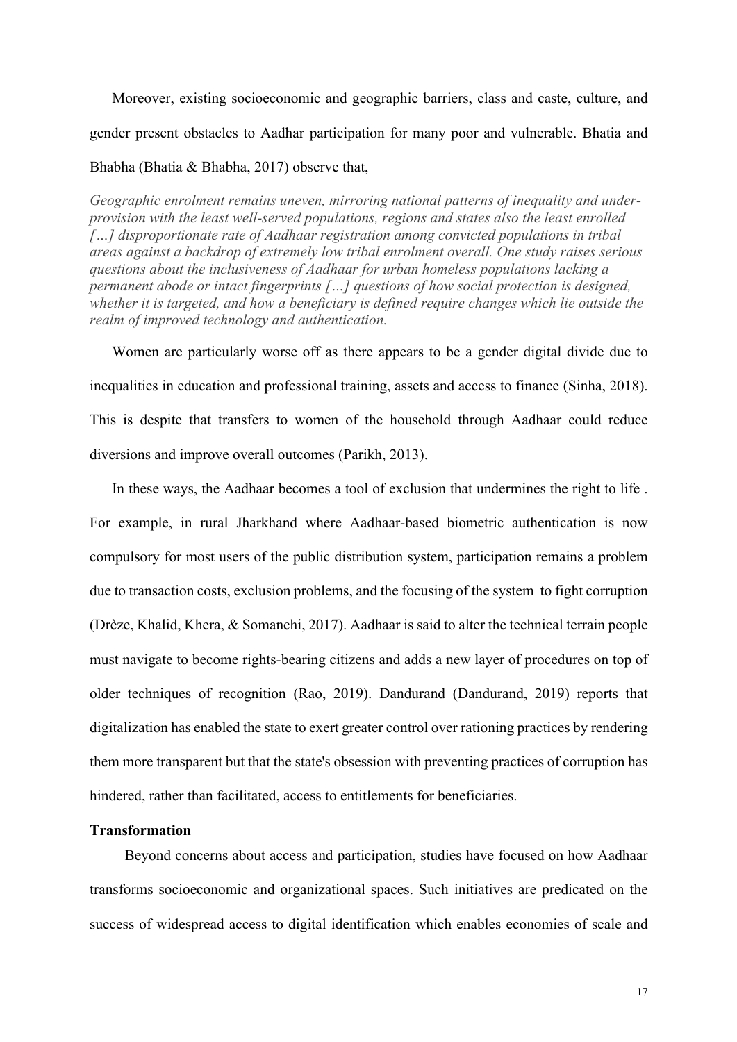Moreover, existing socioeconomic and geographic barriers, class and caste, culture, and gender present obstacles to Aadhar participation for many poor and vulnerable. Bhatia and Bhabha (Bhatia & Bhabha, 2017) observe that,

*Geographic enrolment remains uneven, mirroring national patterns of inequality and under-provision with the least well-served populations, regions and states also the least enrolled […] disproportionate rate of Aadhaar registration among convicted populations in tribal areas against a backdrop of extremely low tribal enrolment overall. One study raises serious questions about the inclusiveness of Aadhaar for urban homeless populations lacking a permanent abode or intact fingerprints […] questions of how social protection is designed, whether it is targeted, and how a beneficiary is defined require changes which lie outside the realm of improved technology and authentication.*

Women are particularly worse off as there appears to be a gender digital divide due to inequalities in education and professional training, assets and access to finance (Sinha, 2018). This is despite that transfers to women of the household through Aadhaar could reduce diversions and improve overall outcomes (Parikh, 2013).

In these ways, the Aadhaar becomes a tool of exclusion that undermines the right to life . For example, in rural Jharkhand where Aadhaar-based biometric authentication is now compulsory for most users of the public distribution system, participation remains a problem due to transaction costs, exclusion problems, and the focusing of the system to fight corruption (Drèze, Khalid, Khera, & Somanchi, 2017). Aadhaar is said to alter the technical terrain people must navigate to become rights-bearing citizens and adds a new layer of procedures on top of older techniques of recognition (Rao, 2019). Dandurand (Dandurand, 2019) reports that digitalization has enabled the state to exert greater control over rationing practices by rendering them more transparent but that the state's obsession with preventing practices of corruption has hindered, rather than facilitated, access to entitlements for beneficiaries.

**Transformation**

Beyond concerns about access and participation, studies have focused on how Aadhaar transforms socioeconomic and organizational spaces. Such initiatives are predicated on the success of widespread access to digital identification which enables economies of scale and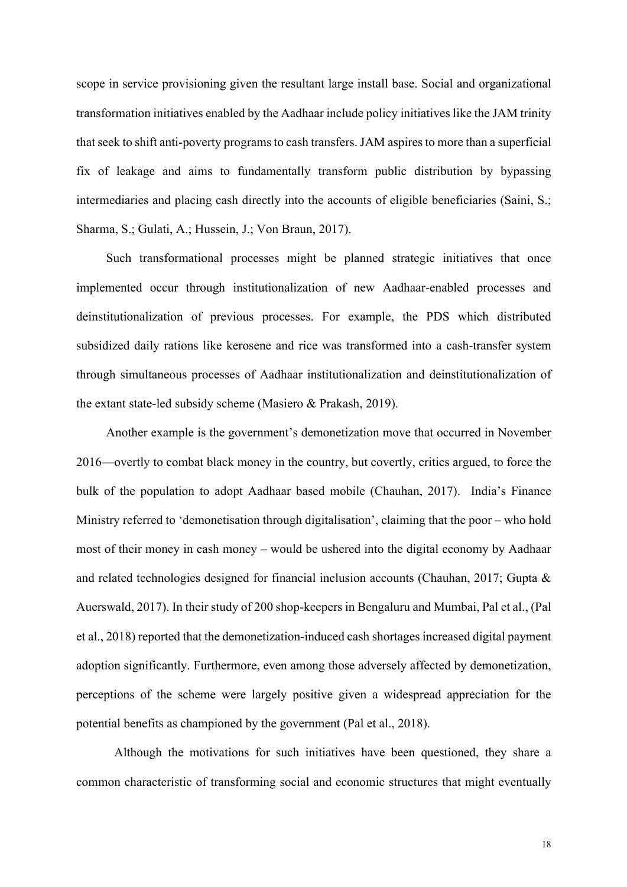scope in service provisioning given the resultant large install base. Social and organizational transformation initiatives enabled by the Aadhaar include policy initiatives like the JAM trinity that seek to shift anti-poverty programs to cash transfers. JAM aspires to more than a superficial fix of leakage and aims to fundamentally transform public distribution by bypassing intermediaries and placing cash directly into the accounts of eligible beneficiaries (Saini, S.; Sharma, S.; Gulati, A.; Hussein, J.; Von Braun, 2017).

Such transformational processes might be planned strategic initiatives that once implemented occur through institutionalization of new Aadhaar-enabled processes and deinstitutionalization of previous processes. For example, the PDS which distributed subsidized daily rations like kerosene and rice was transformed into a cash-transfer system through simultaneous processes of Aadhaar institutionalization and deinstitutionalization of the extant state-led subsidy scheme (Masiero & Prakash, 2019).

Another example is the government's demonetization move that occurred in November 2016—overtly to combat black money in the country, but covertly, critics argued, to force the bulk of the population to adopt Aadhaar based mobile (Chauhan, 2017). India's Finance Ministry referred to 'demonetisation through digitalisation', claiming that the poor – who hold most of their money in cash money – would be ushered into the digital economy by Aadhaar and related technologies designed for financial inclusion accounts (Chauhan, 2017; Gupta & Auerswald, 2017). In their study of 200 shop-keepers in Bengaluru and Mumbai, Pal et al., (Pal et al., 2018) reported that the demonetization-induced cash shortages increased digital payment adoption significantly. Furthermore, even among those adversely affected by demonetization, perceptions of the scheme were largely positive given a widespread appreciation for the potential benefits as championed by the government (Pal et al., 2018).

Although the motivations for such initiatives have been questioned, they share a common characteristic of transforming social and economic structures that might eventually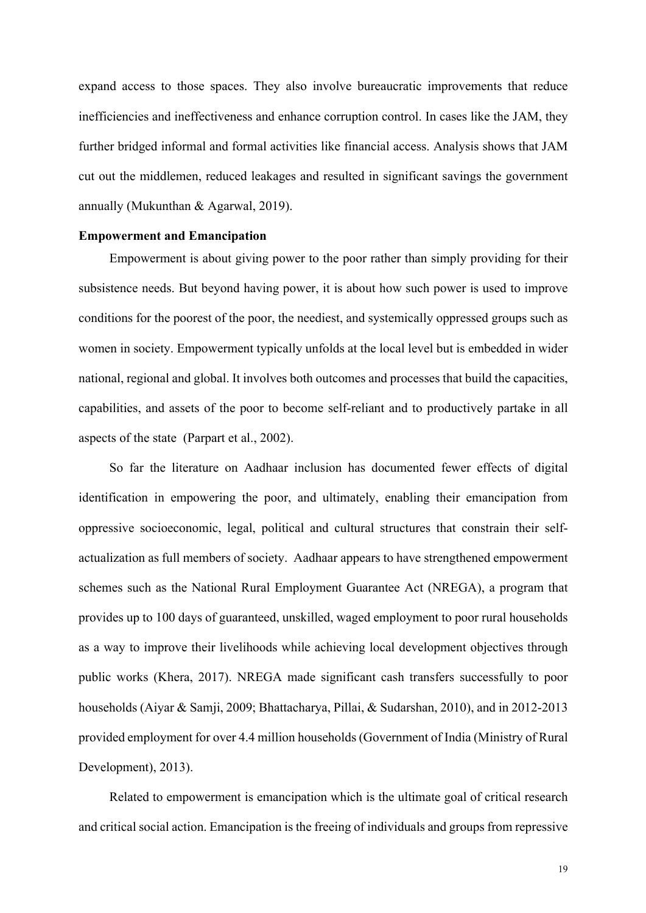expand access to those spaces. They also involve bureaucratic improvements that reduce inefficiencies and ineffectiveness and enhance corruption control. In cases like the JAM, they further bridged informal and formal activities like financial access. Analysis shows that JAM cut out the middlemen, reduced leakages and resulted in significant savings the government annually (Mukunthan & Agarwal, 2019).

**Empowerment and Emancipation**

Empowerment is about giving power to the poor rather than simply providing for their subsistence needs. But beyond having power, it is about how such power is used to improve conditions for the poorest of the poor, the neediest, and systemically oppressed groups such as women in society. Empowerment typically unfolds at the local level but is embedded in wider national, regional and global. It involves both outcomes and processes that build the capacities, capabilities, and assets of the poor to become self-reliant and to productively partake in all aspects of the state (Parpart et al., 2002).

So far the literature on Aadhaar inclusion has documented fewer effects of digital identification in empowering the poor, and ultimately, enabling their emancipation from oppressive socioeconomic, legal, political and cultural structures that constrain their self-actualization as full members of society. Aadhaar appears to have strengthened empowerment schemes such as the National Rural Employment Guarantee Act (NREGA), a program that provides up to 100 days of guaranteed, unskilled, waged employment to poor rural households as a way to improve their livelihoods while achieving local development objectives through public works (Khera, 2017). NREGA made significant cash transfers successfully to poor households (Aiyar & Samji, 2009; Bhattacharya, Pillai, & Sudarshan, 2010), and in 2012-2013 provided employment for over 4.4 million households (Government of India (Ministry of Rural Development), 2013).

Related to empowerment is emancipation which is the ultimate goal of critical research and critical social action. Emancipation is the freeing of individuals and groups from repressive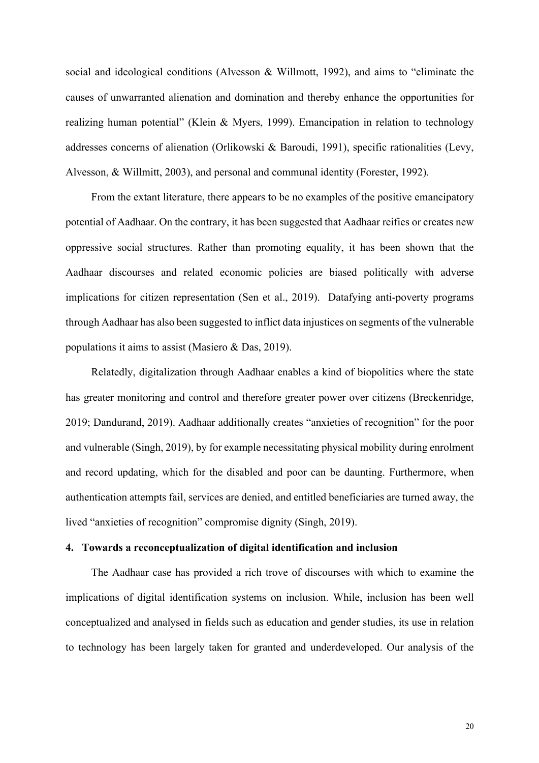social and ideological conditions (Alvesson & Willmott, 1992), and aims to "eliminate the causes of unwarranted alienation and domination and thereby enhance the opportunities for realizing human potential" (Klein & Myers, 1999). Emancipation in relation to technology addresses concerns of alienation (Orlikowski & Baroudi, 1991), specific rationalities (Levy, Alvesson, & Willmitt, 2003), and personal and communal identity (Forester, 1992).

From the extant literature, there appears to be no examples of the positive emancipatory potential of Aadhaar. On the contrary, it has been suggested that Aadhaar reifies or creates new oppressive social structures. Rather than promoting equality, it has been shown that the Aadhaar discourses and related economic policies are biased politically with adverse implications for citizen representation (Sen et al., 2019). Datafying anti-poverty programs through Aadhaar has also been suggested to inflict data injustices on segments of the vulnerable populations it aims to assist (Masiero & Das, 2019).

Relatedly, digitalization through Aadhaar enables a kind of biopolitics where the state has greater monitoring and control and therefore greater power over citizens (Breckenridge, 2019; Dandurand, 2019). Aadhaar additionally creates "anxieties of recognition" for the poor and vulnerable (Singh, 2019), by for example necessitating physical mobility during enrolment and record updating, which for the disabled and poor can be daunting. Furthermore, when authentication attempts fail, services are denied, and entitled beneficiaries are turned away, the lived "anxieties of recognition" compromise dignity (Singh, 2019).

## 4. Towards a reconceptualization of digital identification and inclusion

The Aadhaar case has provided a rich trove of discourses with which to examine the implications of digital identification systems on inclusion. While, inclusion has been well conceptualized and analysed in fields such as education and gender studies, its use in relation to technology has been largely taken for granted and underdeveloped. Our analysis of the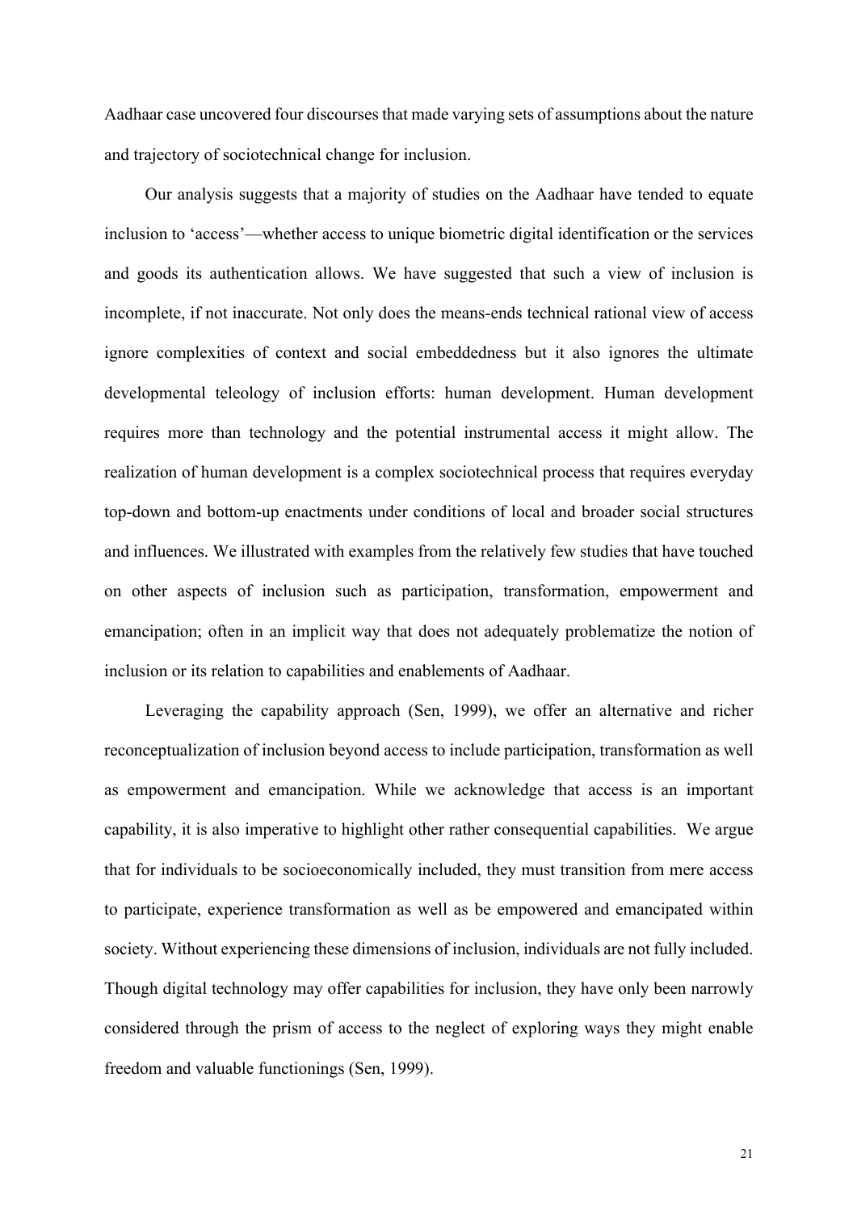Aadhaar case uncovered four discourses that made varying sets of assumptions about the nature and trajectory of sociotechnical change for inclusion.

Our analysis suggests that a majority of studies on the Aadhaar have tended to equate inclusion to 'access'—whether access to unique biometric digital identification or the services and goods its authentication allows. We have suggested that such a view of inclusion is incomplete, if not inaccurate. Not only does the means-ends technical rational view of access ignore complexities of context and social embeddedness but it also ignores the ultimate developmental teleology of inclusion efforts: human development. Human development requires more than technology and the potential instrumental access it might allow. The realization of human development is a complex sociotechnical process that requires everyday top-down and bottom-up enactments under conditions of local and broader social structures and influences. We illustrated with examples from the relatively few studies that have touched on other aspects of inclusion such as participation, transformation, empowerment and emancipation; often in an implicit way that does not adequately problematize the notion of inclusion or its relation to capabilities and enablements of Aadhaar.

Leveraging the capability approach (Sen, 1999), we offer an alternative and richer reconceptualization of inclusion beyond access to include participation, transformation as well as empowerment and emancipation. While we acknowledge that access is an important capability, it is also imperative to highlight other rather consequential capabilities. We argue that for individuals to be socioeconomically included, they must transition from mere access to participate, experience transformation as well as be empowered and emancipated within society. Without experiencing these dimensions of inclusion, individuals are not fully included. Though digital technology may offer capabilities for inclusion, they have only been narrowly considered through the prism of access to the neglect of exploring ways they might enable freedom and valuable functionings (Sen, 1999).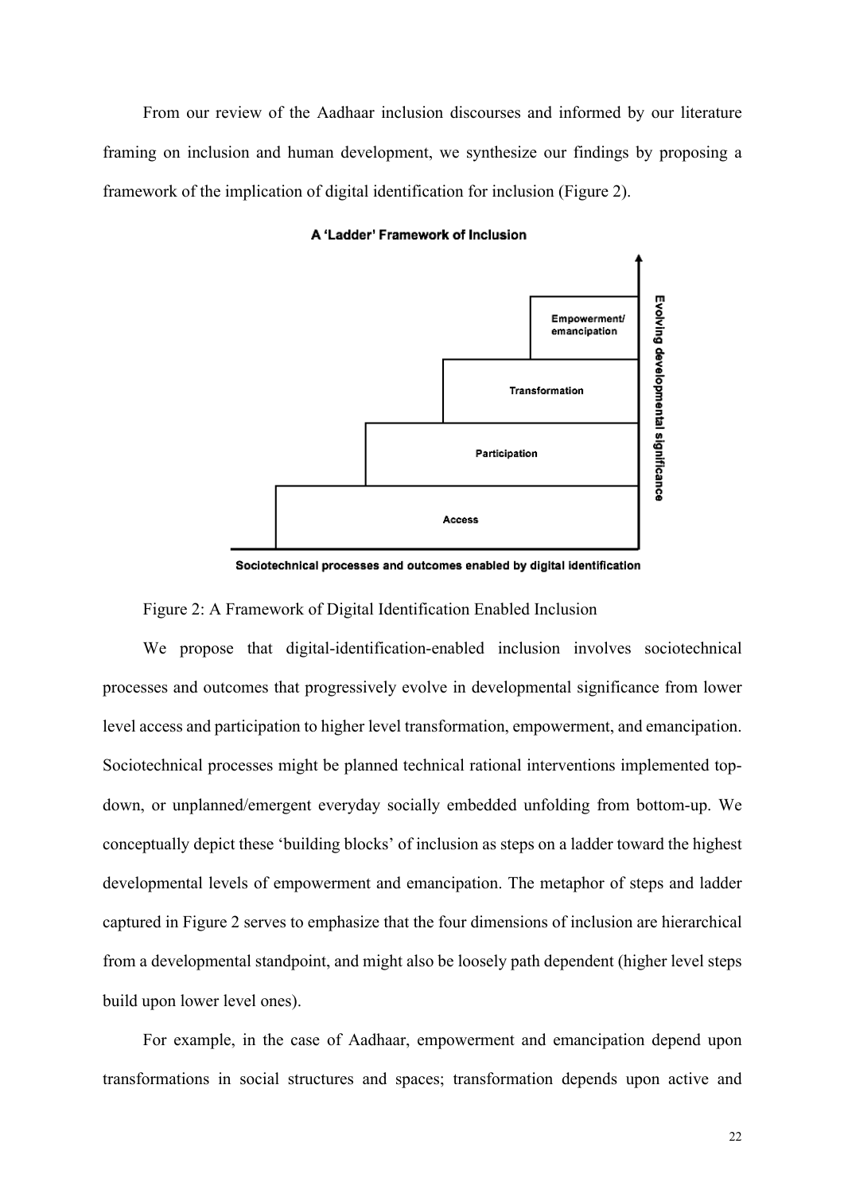From our review of the Aadhaar inclusion discourses and informed by our literature framing on inclusion and human development, we synthesize our findings by proposing a framework of the implication of digital identification for inclusion (Figure 2).

**A 'Ladder' Framework of Inclusion**

- Empowerment/ emancipation
- Transformation
- Participation
- Access

Vertical axis: Evolving developmental significance

Horizontal axis: Sociotechnical processes and outcomes enabled by digital identification

Figure 2: A Framework of Digital Identification Enabled Inclusion

We propose that digital-identification-enabled inclusion involves sociotechnical processes and outcomes that progressively evolve in developmental significance from lower level access and participation to higher level transformation, empowerment, and emancipation. Sociotechnical processes might be planned technical rational interventions implemented top-down, or unplanned/emergent everyday socially embedded unfolding from bottom-up. We conceptually depict these 'building blocks' of inclusion as steps on a ladder toward the highest developmental levels of empowerment and emancipation. The metaphor of steps and ladder captured in Figure 2 serves to emphasize that the four dimensions of inclusion are hierarchical from a developmental standpoint, and might also be loosely path dependent (higher level steps build upon lower level ones).

For example, in the case of Aadhaar, empowerment and emancipation depend upon transformations in social structures and spaces; transformation depends upon active and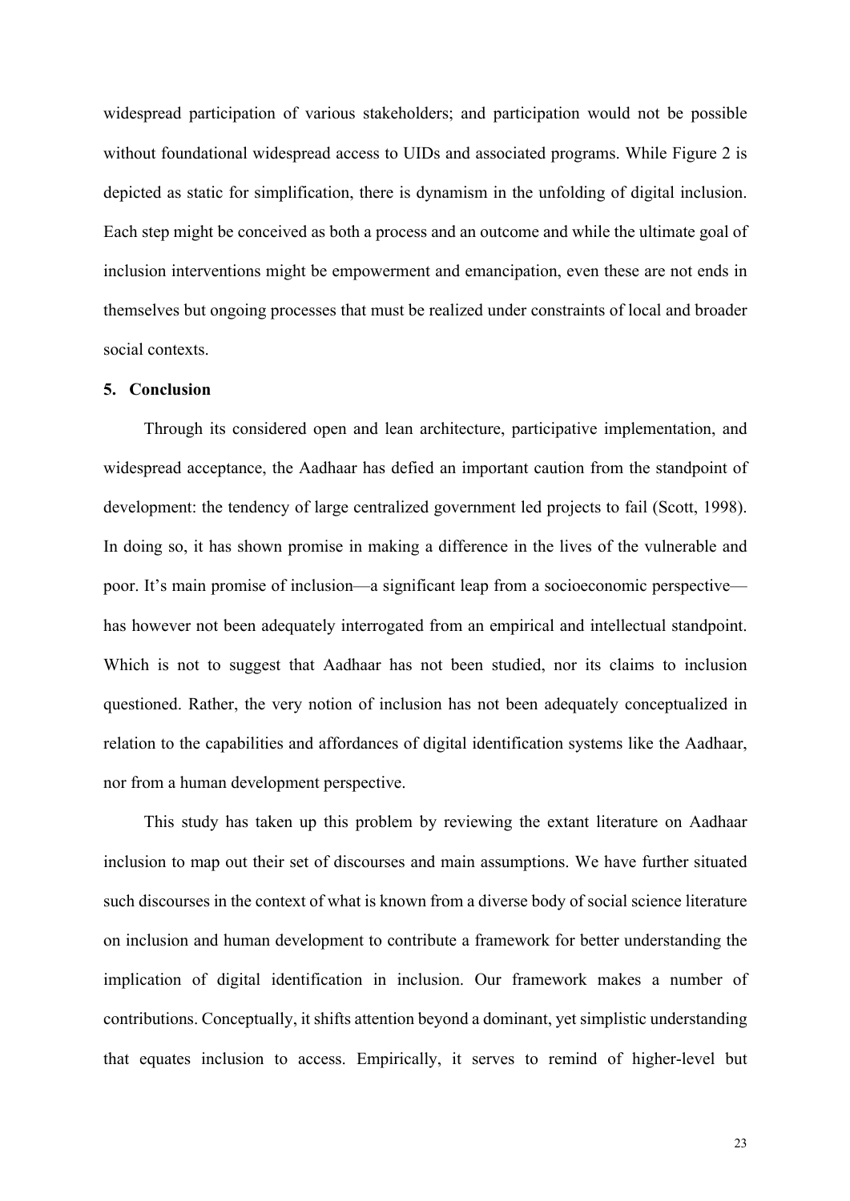widespread participation of various stakeholders; and participation would not be possible without foundational widespread access to UIDs and associated programs. While Figure 2 is depicted as static for simplification, there is dynamism in the unfolding of digital inclusion. Each step might be conceived as both a process and an outcome and while the ultimate goal of inclusion interventions might be empowerment and emancipation, even these are not ends in themselves but ongoing processes that must be realized under constraints of local and broader social contexts.

## 5. Conclusion

Through its considered open and lean architecture, participative implementation, and widespread acceptance, the Aadhaar has defied an important caution from the standpoint of development: the tendency of large centralized government led projects to fail (Scott, 1998). In doing so, it has shown promise in making a difference in the lives of the vulnerable and poor. It's main promise of inclusion—a significant leap from a socioeconomic perspective—has however not been adequately interrogated from an empirical and intellectual standpoint. Which is not to suggest that Aadhaar has not been studied, nor its claims to inclusion questioned. Rather, the very notion of inclusion has not been adequately conceptualized in relation to the capabilities and affordances of digital identification systems like the Aadhaar, nor from a human development perspective.

This study has taken up this problem by reviewing the extant literature on Aadhaar inclusion to map out their set of discourses and main assumptions. We have further situated such discourses in the context of what is known from a diverse body of social science literature on inclusion and human development to contribute a framework for better understanding the implication of digital identification in inclusion. Our framework makes a number of contributions. Conceptually, it shifts attention beyond a dominant, yet simplistic understanding that equates inclusion to access. Empirically, it serves to remind of higher-level but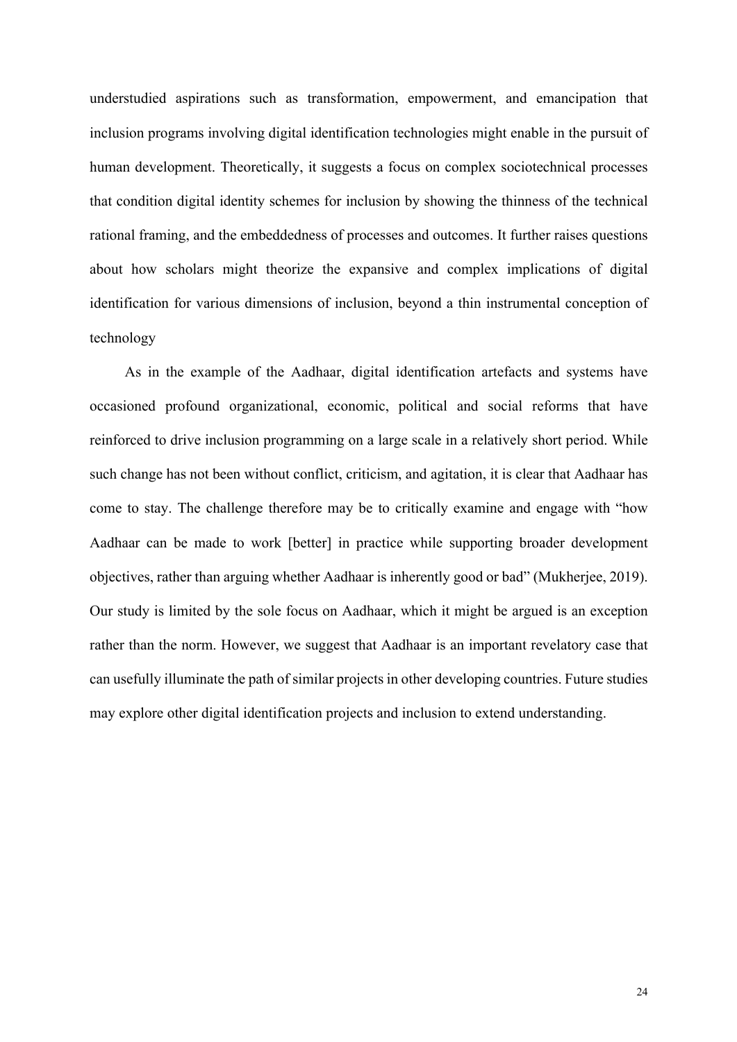understudied aspirations such as transformation, empowerment, and emancipation that inclusion programs involving digital identification technologies might enable in the pursuit of human development. Theoretically, it suggests a focus on complex sociotechnical processes that condition digital identity schemes for inclusion by showing the thinness of the technical rational framing, and the embeddedness of processes and outcomes. It further raises questions about how scholars might theorize the expansive and complex implications of digital identification for various dimensions of inclusion, beyond a thin instrumental conception of technology

As in the example of the Aadhaar, digital identification artefacts and systems have occasioned profound organizational, economic, political and social reforms that have reinforced to drive inclusion programming on a large scale in a relatively short period. While such change has not been without conflict, criticism, and agitation, it is clear that Aadhaar has come to stay. The challenge therefore may be to critically examine and engage with "how Aadhaar can be made to work [better] in practice while supporting broader development objectives, rather than arguing whether Aadhaar is inherently good or bad" (Mukherjee, 2019). Our study is limited by the sole focus on Aadhaar, which it might be argued is an exception rather than the norm. However, we suggest that Aadhaar is an important revelatory case that can usefully illuminate the path of similar projects in other developing countries. Future studies may explore other digital identification projects and inclusion to extend understanding.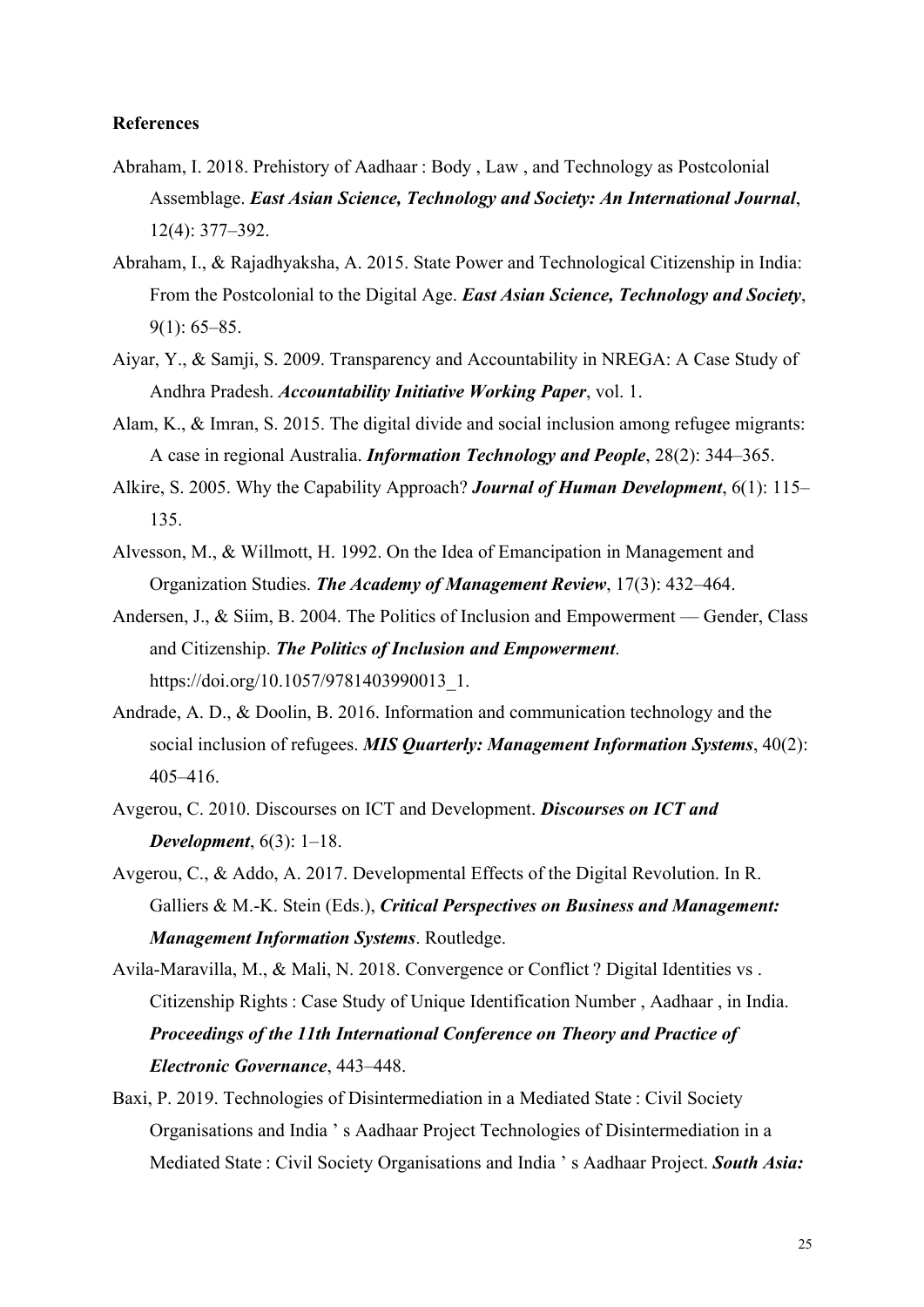**References**

Abraham, I. 2018. Prehistory of Aadhaar : Body , Law , and Technology as Postcolonial Assemblage. ***East Asian Science, Technology and Society: An International Journal***, 12(4): 377–392.

Abraham, I., & Rajadhyaksha, A. 2015. State Power and Technological Citizenship in India: From the Postcolonial to the Digital Age. ***East Asian Science, Technology and Society***, 9(1): 65–85.

Aiyar, Y., & Samji, S. 2009. Transparency and Accountability in NREGA: A Case Study of Andhra Pradesh. ***Accountability Initiative Working Paper***, vol. 1.

Alam, K., & Imran, S. 2015. The digital divide and social inclusion among refugee migrants: A case in regional Australia. ***Information Technology and People***, 28(2): 344–365.

Alkire, S. 2005. Why the Capability Approach? ***Journal of Human Development***, 6(1): 115–135.

Alvesson, M., & Willmott, H. 1992. On the Idea of Emancipation in Management and Organization Studies. ***The Academy of Management Review***, 17(3): 432–464.

Andersen, J., & Siim, B. 2004. The Politics of Inclusion and Empowerment — Gender, Class and Citizenship. ***The Politics of Inclusion and Empowerment***. https://doi.org/10.1057/9781403990013_1.

Andrade, A. D., & Doolin, B. 2016. Information and communication technology and the social inclusion of refugees. ***MIS Quarterly: Management Information Systems***, 40(2): 405–416.

Avgerou, C. 2010. Discourses on ICT and Development. ***Discourses on ICT and Development***, 6(3): 1–18.

Avgerou, C., & Addo, A. 2017. Developmental Effects of the Digital Revolution. In R. Galliers & M.-K. Stein (Eds.), ***Critical Perspectives on Business and Management: Management Information Systems***. Routledge.

Avila-Maravilla, M., & Mali, N. 2018. Convergence or Conflict ? Digital Identities vs . Citizenship Rights : Case Study of Unique Identification Number , Aadhaar , in India. ***Proceedings of the 11th International Conference on Theory and Practice of Electronic Governance***, 443–448.

Baxi, P. 2019. Technologies of Disintermediation in a Mediated State : Civil Society Organisations and India ' s Aadhaar Project Technologies of Disintermediation in a Mediated State : Civil Society Organisations and India ' s Aadhaar Project. ***South Asia:***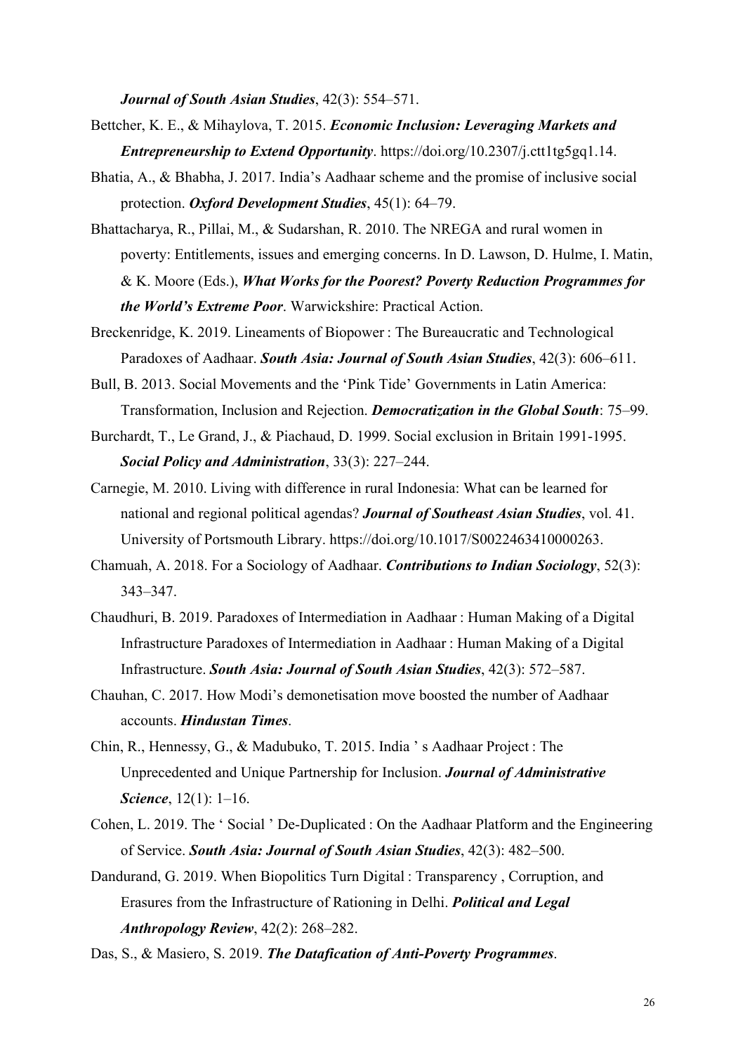*Journal of South Asian Studies*, 42(3): 554–571.

Bettcher, K. E., & Mihaylova, T. 2015. ***Economic Inclusion: Leveraging Markets and Entrepreneurship to Extend Opportunity***. https://doi.org/10.2307/j.ctt1tg5gq1.14.

Bhatia, A., & Bhabha, J. 2017. India's Aadhaar scheme and the promise of inclusive social protection. ***Oxford Development Studies***, 45(1): 64–79.

Bhattacharya, R., Pillai, M., & Sudarshan, R. 2010. The NREGA and rural women in poverty: Entitlements, issues and emerging concerns. In D. Lawson, D. Hulme, I. Matin, & K. Moore (Eds.), ***What Works for the Poorest? Poverty Reduction Programmes for the World's Extreme Poor***. Warwickshire: Practical Action.

Breckenridge, K. 2019. Lineaments of Biopower : The Bureaucratic and Technological Paradoxes of Aadhaar. ***South Asia: Journal of South Asian Studies***, 42(3): 606–611.

Bull, B. 2013. Social Movements and the 'Pink Tide' Governments in Latin America: Transformation, Inclusion and Rejection. ***Democratization in the Global South***: 75–99.

Burchardt, T., Le Grand, J., & Piachaud, D. 1999. Social exclusion in Britain 1991-1995. ***Social Policy and Administration***, 33(3): 227–244.

Carnegie, M. 2010. Living with difference in rural Indonesia: What can be learned for national and regional political agendas? ***Journal of Southeast Asian Studies***, vol. 41. University of Portsmouth Library. https://doi.org/10.1017/S0022463410000263.

Chamuah, A. 2018. For a Sociology of Aadhaar. ***Contributions to Indian Sociology***, 52(3): 343–347.

Chaudhuri, B. 2019. Paradoxes of Intermediation in Aadhaar : Human Making of a Digital Infrastructure Paradoxes of Intermediation in Aadhaar : Human Making of a Digital Infrastructure. ***South Asia: Journal of South Asian Studies***, 42(3): 572–587.

Chauhan, C. 2017. How Modi's demonetisation move boosted the number of Aadhaar accounts. ***Hindustan Times***.

Chin, R., Hennessy, G., & Madubuko, T. 2015. India ' s Aadhaar Project : The Unprecedented and Unique Partnership for Inclusion. ***Journal of Administrative Science***, 12(1): 1–16.

Cohen, L. 2019. The ' Social ' De-Duplicated : On the Aadhaar Platform and the Engineering of Service. ***South Asia: Journal of South Asian Studies***, 42(3): 482–500.

Dandurand, G. 2019. When Biopolitics Turn Digital : Transparency , Corruption, and Erasures from the Infrastructure of Rationing in Delhi. ***Political and Legal Anthropology Review***, 42(2): 268–282.

Das, S., & Masiero, S. 2019. ***The Datafication of Anti-Poverty Programmes***.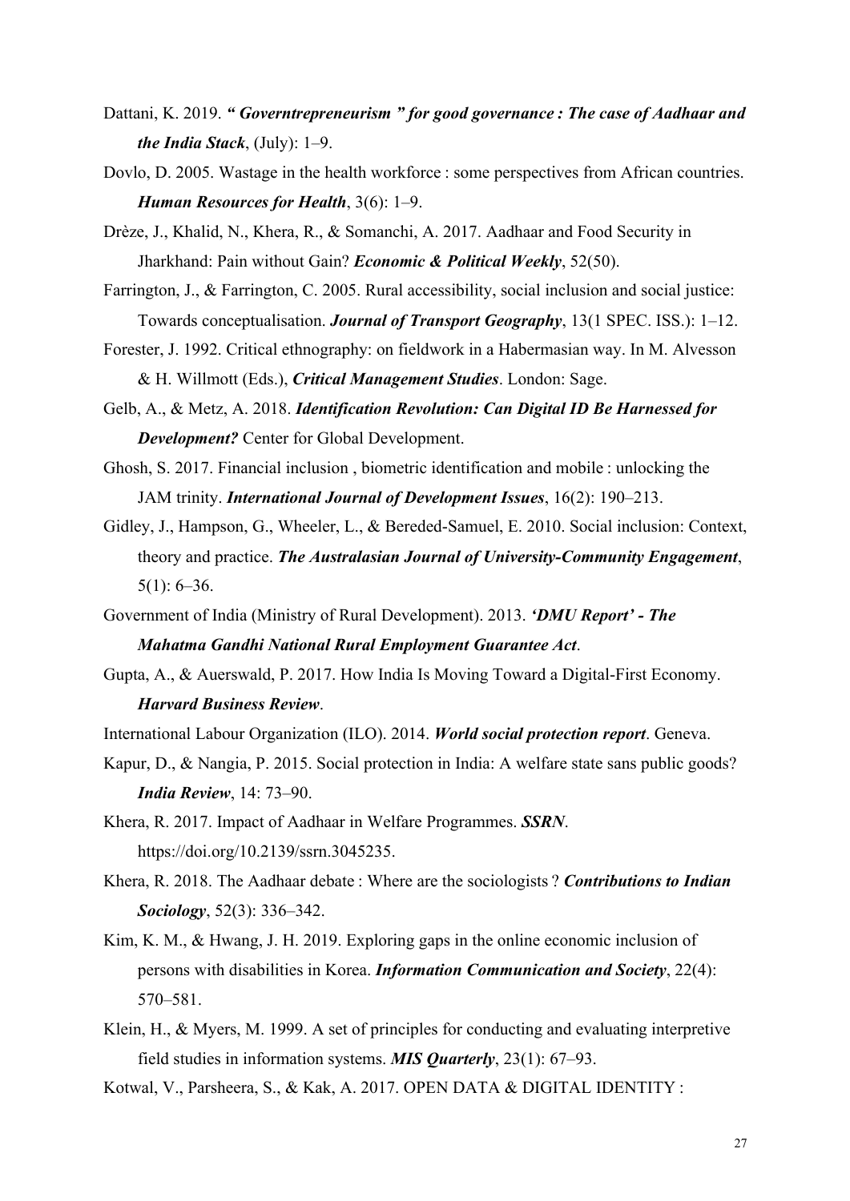Dattani, K. 2019. ***" Governtrepreneurism " for good governance : The case of Aadhaar and the India Stack***, (July): 1–9.

Dovlo, D. 2005. Wastage in the health workforce : some perspectives from African countries. ***Human Resources for Health***, 3(6): 1–9.

Drèze, J., Khalid, N., Khera, R., & Somanchi, A. 2017. Aadhaar and Food Security in Jharkhand: Pain without Gain? ***Economic & Political Weekly***, 52(50).

Farrington, J., & Farrington, C. 2005. Rural accessibility, social inclusion and social justice: Towards conceptualisation. ***Journal of Transport Geography***, 13(1 SPEC. ISS.): 1–12.

Forester, J. 1992. Critical ethnography: on fieldwork in a Habermasian way. In M. Alvesson & H. Willmott (Eds.), ***Critical Management Studies***. London: Sage.

Gelb, A., & Metz, A. 2018. ***Identification Revolution: Can Digital ID Be Harnessed for Development?*** Center for Global Development.

Ghosh, S. 2017. Financial inclusion , biometric identification and mobile : unlocking the JAM trinity. ***International Journal of Development Issues***, 16(2): 190–213.

Gidley, J., Hampson, G., Wheeler, L., & Bereded-Samuel, E. 2010. Social inclusion: Context, theory and practice. ***The Australasian Journal of University-Community Engagement***, 5(1): 6–36.

Government of India (Ministry of Rural Development). 2013. ***'DMU Report' - The Mahatma Gandhi National Rural Employment Guarantee Act***.

Gupta, A., & Auerswald, P. 2017. How India Is Moving Toward a Digital-First Economy. ***Harvard Business Review***.

International Labour Organization (ILO). 2014. ***World social protection report***. Geneva.

Kapur, D., & Nangia, P. 2015. Social protection in India: A welfare state sans public goods? ***India Review***, 14: 73–90.

Khera, R. 2017. Impact of Aadhaar in Welfare Programmes. ***SSRN***. https://doi.org/10.2139/ssrn.3045235.

Khera, R. 2018. The Aadhaar debate : Where are the sociologists ? ***Contributions to Indian Sociology***, 52(3): 336–342.

Kim, K. M., & Hwang, J. H. 2019. Exploring gaps in the online economic inclusion of persons with disabilities in Korea. ***Information Communication and Society***, 22(4): 570–581.

Klein, H., & Myers, M. 1999. A set of principles for conducting and evaluating interpretive field studies in information systems. ***MIS Quarterly***, 23(1): 67–93.

Kotwal, V., Parsheera, S., & Kak, A. 2017. OPEN DATA & DIGITAL IDENTITY :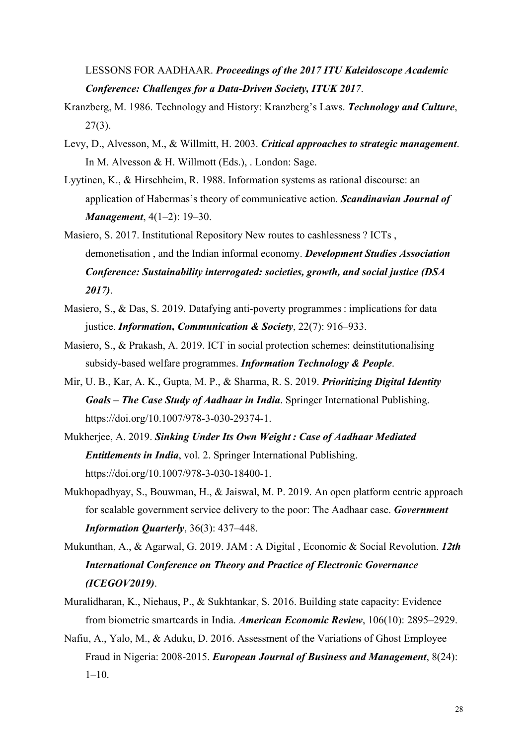LESSONS FOR AADHAAR. ***Proceedings of the 2017 ITU Kaleidoscope Academic Conference: Challenges for a Data-Driven Society, ITUK 2017***.

Kranzberg, M. 1986. Technology and History: Kranzberg's Laws. ***Technology and Culture***, 27(3).

Levy, D., Alvesson, M., & Willmitt, H. 2003. ***Critical approaches to strategic management***. In M. Alvesson & H. Willmott (Eds.), . London: Sage.

Lyytinen, K., & Hirschheim, R. 1988. Information systems as rational discourse: an application of Habermas's theory of communicative action. ***Scandinavian Journal of Management***, 4(1–2): 19–30.

Masiero, S. 2017. Institutional Repository New routes to cashlessness ? ICTs , demonetisation , and the Indian informal economy. ***Development Studies Association Conference: Sustainability interrogated: societies, growth, and social justice (DSA 2017)***.

Masiero, S., & Das, S. 2019. Datafying anti-poverty programmes : implications for data justice. ***Information, Communication & Society***, 22(7): 916–933.

Masiero, S., & Prakash, A. 2019. ICT in social protection schemes: deinstitutionalising subsidy-based welfare programmes. ***Information Technology & People***.

Mir, U. B., Kar, A. K., Gupta, M. P., & Sharma, R. S. 2019. ***Prioritizing Digital Identity Goals – The Case Study of Aadhaar in India***. Springer International Publishing. https://doi.org/10.1007/978-3-030-29374-1.

Mukherjee, A. 2019. ***Sinking Under Its Own Weight : Case of Aadhaar Mediated Entitlements in India***, vol. 2. Springer International Publishing. https://doi.org/10.1007/978-3-030-18400-1.

Mukhopadhyay, S., Bouwman, H., & Jaiswal, M. P. 2019. An open platform centric approach for scalable government service delivery to the poor: The Aadhaar case. ***Government Information Quarterly***, 36(3): 437–448.

Mukunthan, A., & Agarwal, G. 2019. JAM : A Digital , Economic & Social Revolution. ***12th International Conference on Theory and Practice of Electronic Governance (ICEGOV2019)***.

Muralidharan, K., Niehaus, P., & Sukhtankar, S. 2016. Building state capacity: Evidence from biometric smartcards in India. ***American Economic Review***, 106(10): 2895–2929.

Nafiu, A., Yalo, M., & Aduku, D. 2016. Assessment of the Variations of Ghost Employee Fraud in Nigeria: 2008-2015. ***European Journal of Business and Management***, 8(24): 1–10.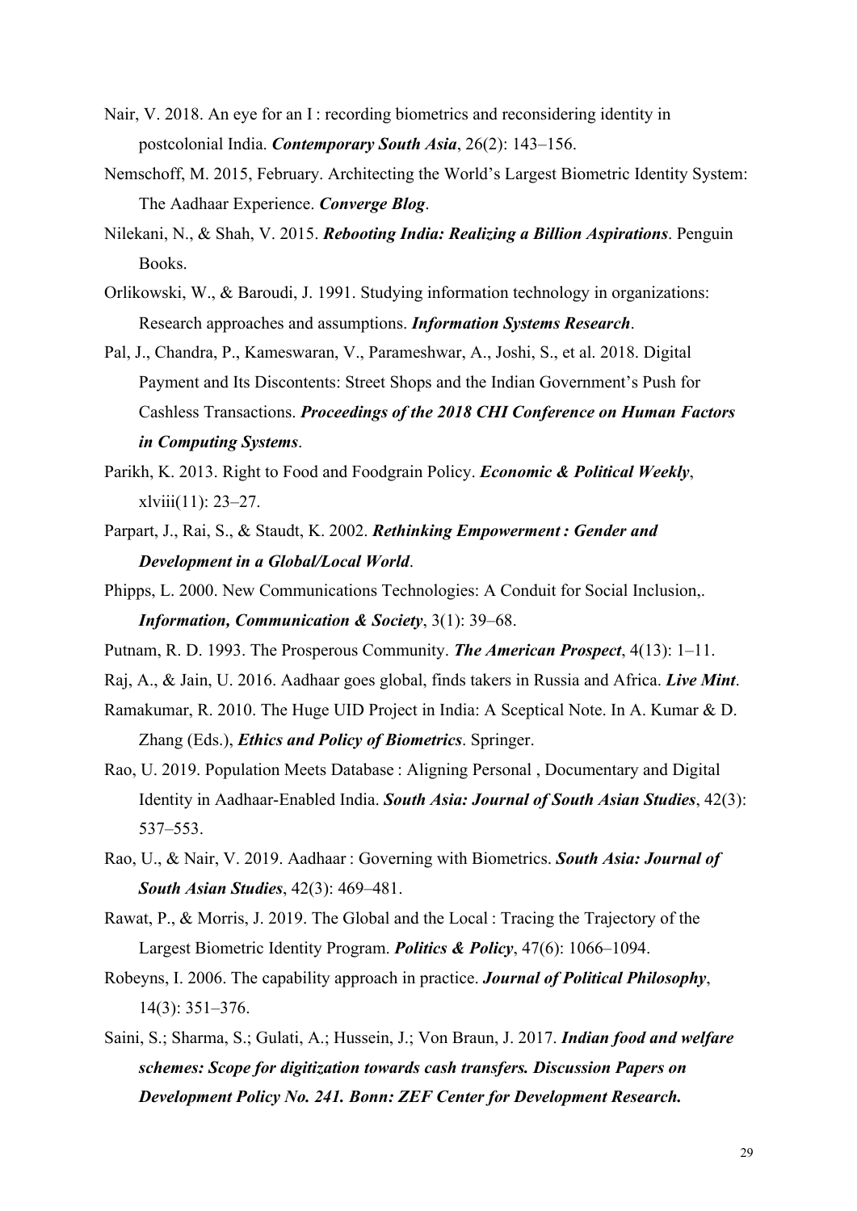Nair, V. 2018. An eye for an I : recording biometrics and reconsidering identity in postcolonial India. ***Contemporary South Asia***, 26(2): 143–156.

Nemschoff, M. 2015, February. Architecting the World's Largest Biometric Identity System: The Aadhaar Experience. ***Converge Blog***.

Nilekani, N., & Shah, V. 2015. ***Rebooting India: Realizing a Billion Aspirations***. Penguin Books.

Orlikowski, W., & Baroudi, J. 1991. Studying information technology in organizations: Research approaches and assumptions. ***Information Systems Research***.

Pal, J., Chandra, P., Kameswaran, V., Parameshwar, A., Joshi, S., et al. 2018. Digital Payment and Its Discontents: Street Shops and the Indian Government's Push for Cashless Transactions. ***Proceedings of the 2018 CHI Conference on Human Factors in Computing Systems***.

Parikh, K. 2013. Right to Food and Foodgrain Policy. ***Economic & Political Weekly***, xlviii(11): 23–27.

Parpart, J., Rai, S., & Staudt, K. 2002. ***Rethinking Empowerment : Gender and Development in a Global/Local World***.

Phipps, L. 2000. New Communications Technologies: A Conduit for Social Inclusion,. ***Information, Communication & Society***, 3(1): 39–68.

Putnam, R. D. 1993. The Prosperous Community. ***The American Prospect***, 4(13): 1–11.

Raj, A., & Jain, U. 2016. Aadhaar goes global, finds takers in Russia and Africa. ***Live Mint***.

Ramakumar, R. 2010. The Huge UID Project in India: A Sceptical Note. In A. Kumar & D. Zhang (Eds.), ***Ethics and Policy of Biometrics***. Springer.

Rao, U. 2019. Population Meets Database : Aligning Personal , Documentary and Digital Identity in Aadhaar-Enabled India. ***South Asia: Journal of South Asian Studies***, 42(3): 537–553.

Rao, U., & Nair, V. 2019. Aadhaar : Governing with Biometrics. ***South Asia: Journal of South Asian Studies***, 42(3): 469–481.

Rawat, P., & Morris, J. 2019. The Global and the Local : Tracing the Trajectory of the Largest Biometric Identity Program. ***Politics & Policy***, 47(6): 1066–1094.

Robeyns, I. 2006. The capability approach in practice. ***Journal of Political Philosophy***, 14(3): 351–376.

Saini, S.; Sharma, S.; Gulati, A.; Hussein, J.; Von Braun, J. 2017. ***Indian food and welfare schemes: Scope for digitization towards cash transfers. Discussion Papers on Development Policy No. 241. Bonn: ZEF Center for Development Research.***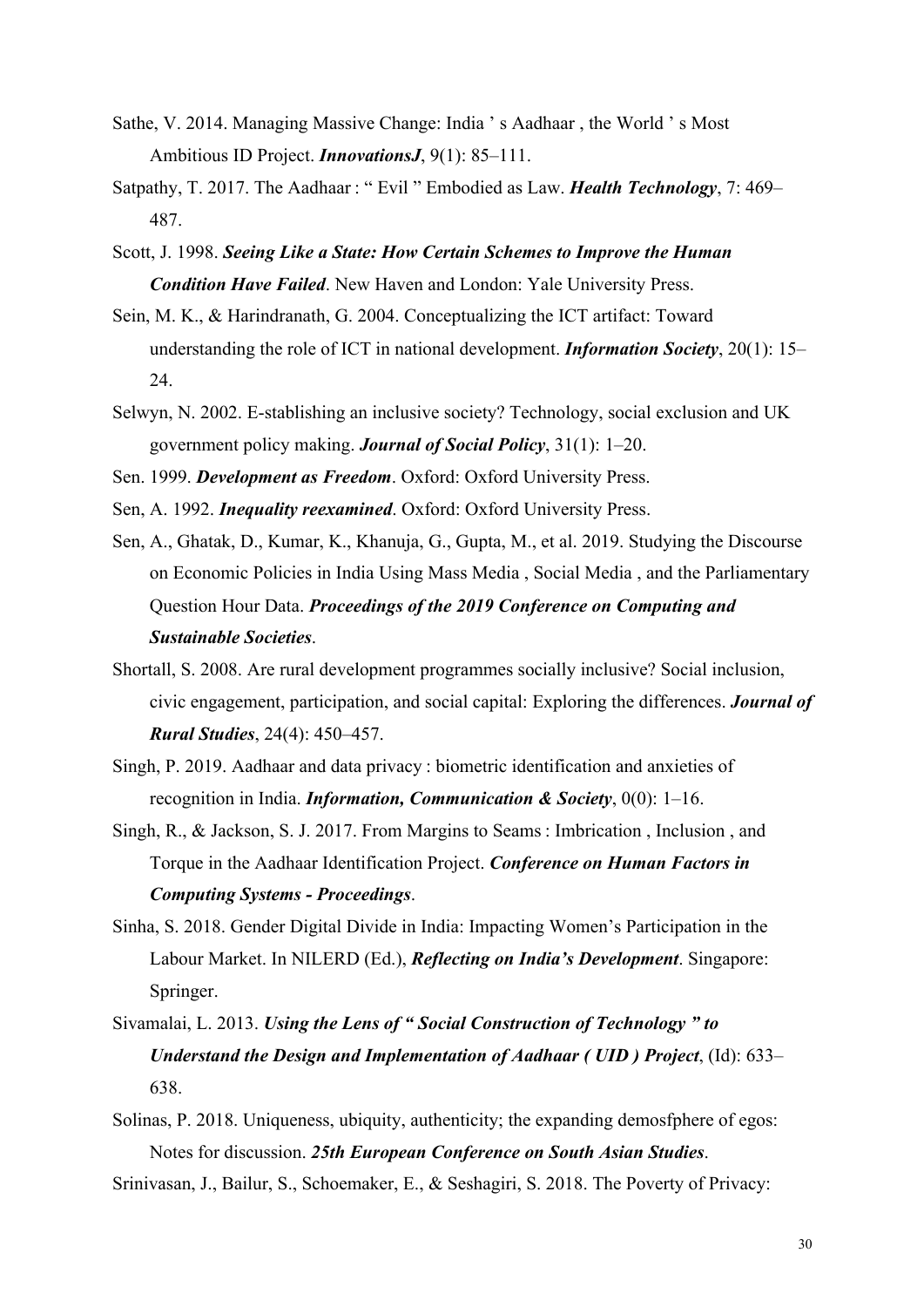Sathe, V. 2014. Managing Massive Change: India ' s Aadhaar , the World ' s Most Ambitious ID Project. ***InnovationsJ***, 9(1): 85–111.

Satpathy, T. 2017. The Aadhaar : " Evil " Embodied as Law. ***Health Technology***, 7: 469–487.

Scott, J. 1998. ***Seeing Like a State: How Certain Schemes to Improve the Human Condition Have Failed***. New Haven and London: Yale University Press.

Sein, M. K., & Harindranath, G. 2004. Conceptualizing the ICT artifact: Toward understanding the role of ICT in national development. ***Information Society***, 20(1): 15–24.

Selwyn, N. 2002. E-stablishing an inclusive society? Technology, social exclusion and UK government policy making. ***Journal of Social Policy***, 31(1): 1–20.

Sen. 1999. ***Development as Freedom***. Oxford: Oxford University Press.

Sen, A. 1992. ***Inequality reexamined***. Oxford: Oxford University Press.

Sen, A., Ghatak, D., Kumar, K., Khanuja, G., Gupta, M., et al. 2019. Studying the Discourse on Economic Policies in India Using Mass Media , Social Media , and the Parliamentary Question Hour Data. ***Proceedings of the 2019 Conference on Computing and Sustainable Societies***.

Shortall, S. 2008. Are rural development programmes socially inclusive? Social inclusion, civic engagement, participation, and social capital: Exploring the differences. ***Journal of Rural Studies***, 24(4): 450–457.

Singh, P. 2019. Aadhaar and data privacy : biometric identification and anxieties of recognition in India. ***Information, Communication & Society***, 0(0): 1–16.

Singh, R., & Jackson, S. J. 2017. From Margins to Seams : Imbrication , Inclusion , and Torque in the Aadhaar Identification Project. ***Conference on Human Factors in Computing Systems - Proceedings***.

Sinha, S. 2018. Gender Digital Divide in India: Impacting Women's Participation in the Labour Market. In NILERD (Ed.), ***Reflecting on India's Development***. Singapore: Springer.

Sivamalai, L. 2013. ***Using the Lens of " Social Construction of Technology " to Understand the Design and Implementation of Aadhaar ( UID ) Project***, (Id): 633–638.

Solinas, P. 2018. Uniqueness, ubiquity, authenticity; the expanding demosfphere of egos: Notes for discussion. ***25th European Conference on South Asian Studies***.

Srinivasan, J., Bailur, S., Schoemaker, E., & Seshagiri, S. 2018. The Poverty of Privacy: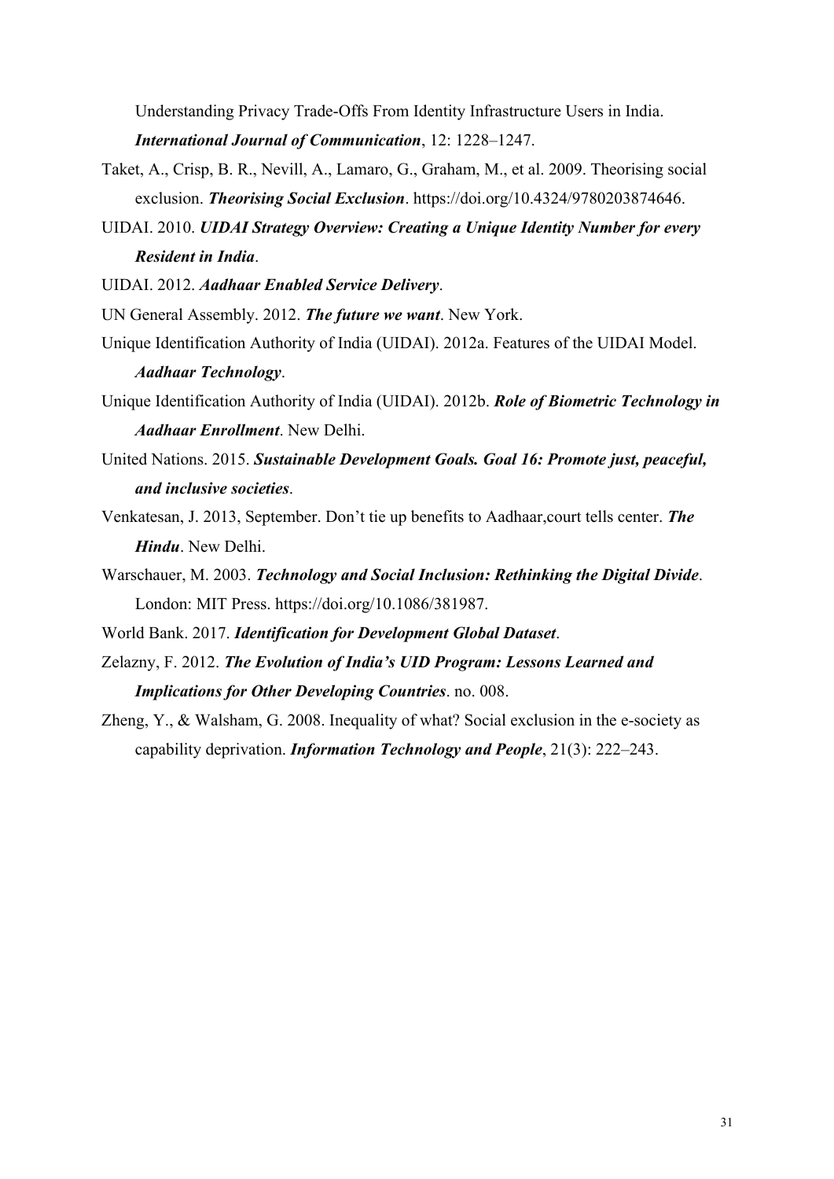Understanding Privacy Trade-Offs From Identity Infrastructure Users in India. ***International Journal of Communication***, 12: 1228–1247.

Taket, A., Crisp, B. R., Nevill, A., Lamaro, G., Graham, M., et al. 2009. Theorising social exclusion. ***Theorising Social Exclusion***. https://doi.org/10.4324/9780203874646.

UIDAI. 2010. ***UIDAI Strategy Overview: Creating a Unique Identity Number for every Resident in India***.

UIDAI. 2012. ***Aadhaar Enabled Service Delivery***.

UN General Assembly. 2012. ***The future we want***. New York.

Unique Identification Authority of India (UIDAI). 2012a. Features of the UIDAI Model. ***Aadhaar Technology***.

Unique Identification Authority of India (UIDAI). 2012b. ***Role of Biometric Technology in Aadhaar Enrollment***. New Delhi.

United Nations. 2015. ***Sustainable Development Goals. Goal 16: Promote just, peaceful, and inclusive societies***.

Venkatesan, J. 2013, September. Don't tie up benefits to Aadhaar,court tells center. ***The Hindu***. New Delhi.

Warschauer, M. 2003. ***Technology and Social Inclusion: Rethinking the Digital Divide***. London: MIT Press. https://doi.org/10.1086/381987.

World Bank. 2017. ***Identification for Development Global Dataset***.

Zelazny, F. 2012. ***The Evolution of India's UID Program: Lessons Learned and Implications for Other Developing Countries***. no. 008.

Zheng, Y., & Walsham, G. 2008. Inequality of what? Social exclusion in the e-society as capability deprivation. ***Information Technology and People***, 21(3): 222–243.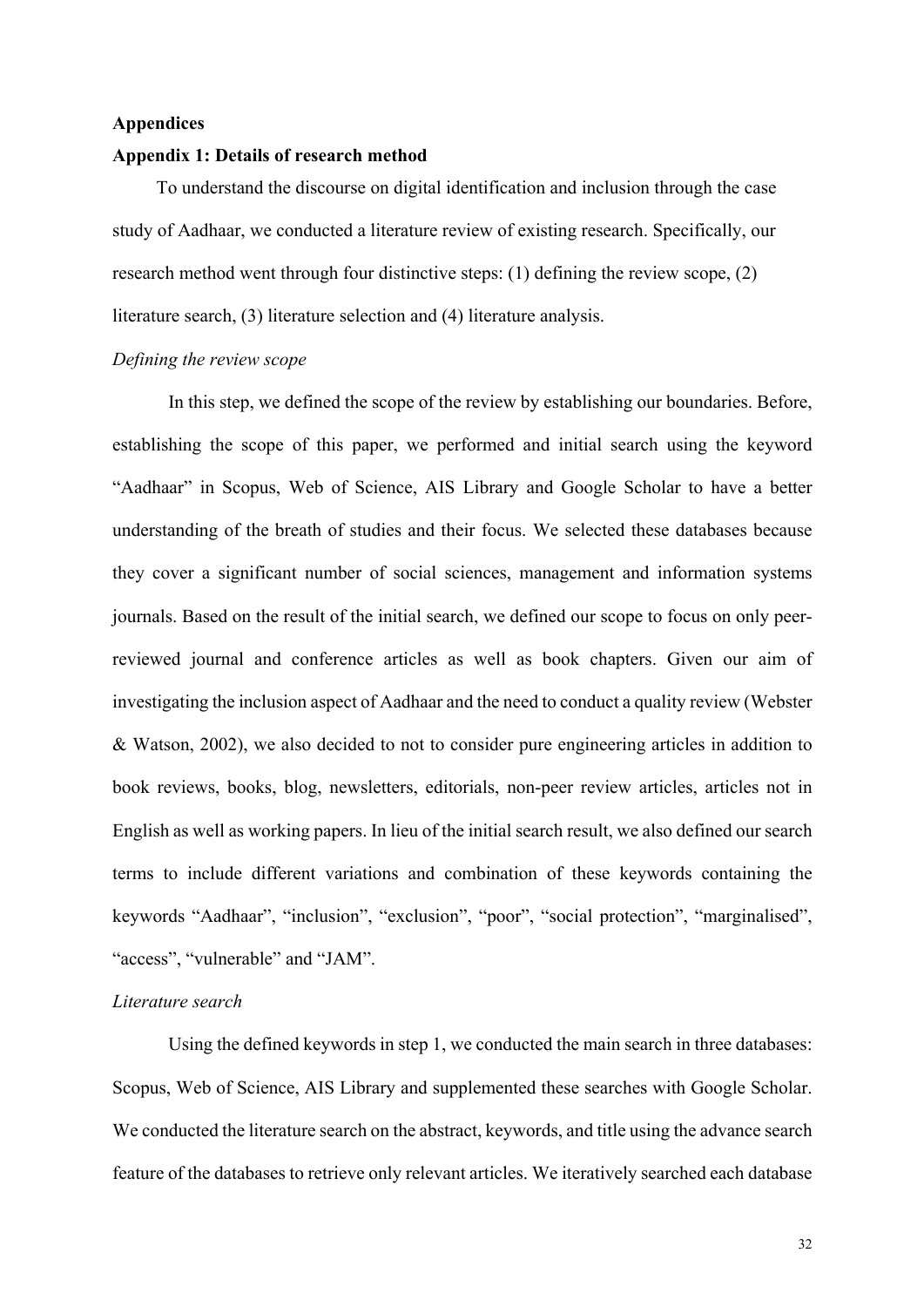## Appendices

### Appendix 1: Details of research method

To understand the discourse on digital identification and inclusion through the case study of Aadhaar, we conducted a literature review of existing research. Specifically, our research method went through four distinctive steps: (1) defining the review scope, (2) literature search, (3) literature selection and (4) literature analysis.

*Defining the review scope*

In this step, we defined the scope of the review by establishing our boundaries. Before, establishing the scope of this paper, we performed and initial search using the keyword "Aadhaar" in Scopus, Web of Science, AIS Library and Google Scholar to have a better understanding of the breath of studies and their focus. We selected these databases because they cover a significant number of social sciences, management and information systems journals. Based on the result of the initial search, we defined our scope to focus on only peer-reviewed journal and conference articles as well as book chapters. Given our aim of investigating the inclusion aspect of Aadhaar and the need to conduct a quality review (Webster & Watson, 2002), we also decided to not to consider pure engineering articles in addition to book reviews, books, blog, newsletters, editorials, non-peer review articles, articles not in English as well as working papers. In lieu of the initial search result, we also defined our search terms to include different variations and combination of these keywords containing the keywords "Aadhaar", "inclusion", "exclusion", "poor", "social protection", "marginalised", "access", "vulnerable" and "JAM".

*Literature search*

Using the defined keywords in step 1, we conducted the main search in three databases: Scopus, Web of Science, AIS Library and supplemented these searches with Google Scholar. We conducted the literature search on the abstract, keywords, and title using the advance search feature of the databases to retrieve only relevant articles. We iteratively searched each database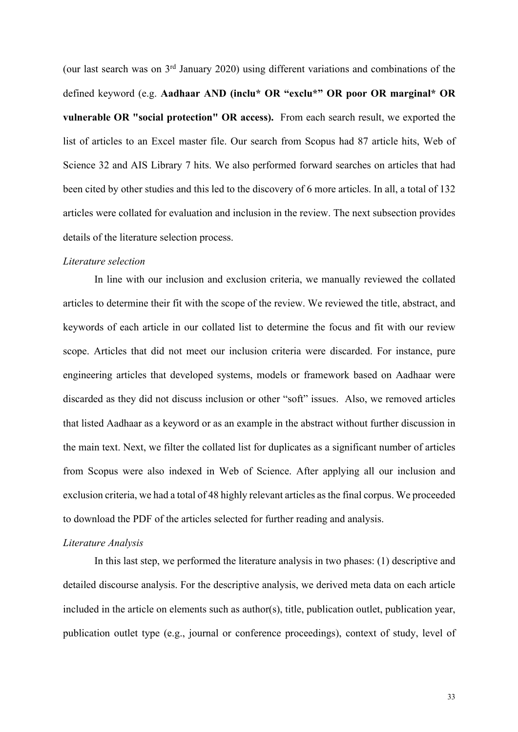(our last search was on 3rd January 2020) using different variations and combinations of the defined keyword (e.g. **Aadhaar AND (inclu* OR "exclu*" OR poor OR marginal* OR vulnerable OR "social protection" OR access).** From each search result, we exported the list of articles to an Excel master file. Our search from Scopus had 87 article hits, Web of Science 32 and AIS Library 7 hits. We also performed forward searches on articles that had been cited by other studies and this led to the discovery of 6 more articles. In all, a total of 132 articles were collated for evaluation and inclusion in the review. The next subsection provides details of the literature selection process.

*Literature selection*

In line with our inclusion and exclusion criteria, we manually reviewed the collated articles to determine their fit with the scope of the review. We reviewed the title, abstract, and keywords of each article in our collated list to determine the focus and fit with our review scope. Articles that did not meet our inclusion criteria were discarded. For instance, pure engineering articles that developed systems, models or framework based on Aadhaar were discarded as they did not discuss inclusion or other "soft" issues. Also, we removed articles that listed Aadhaar as a keyword or as an example in the abstract without further discussion in the main text. Next, we filter the collated list for duplicates as a significant number of articles from Scopus were also indexed in Web of Science. After applying all our inclusion and exclusion criteria, we had a total of 48 highly relevant articles as the final corpus. We proceeded to download the PDF of the articles selected for further reading and analysis.

*Literature Analysis*

In this last step, we performed the literature analysis in two phases: (1) descriptive and detailed discourse analysis. For the descriptive analysis, we derived meta data on each article included in the article on elements such as author(s), title, publication outlet, publication year, publication outlet type (e.g., journal or conference proceedings), context of study, level of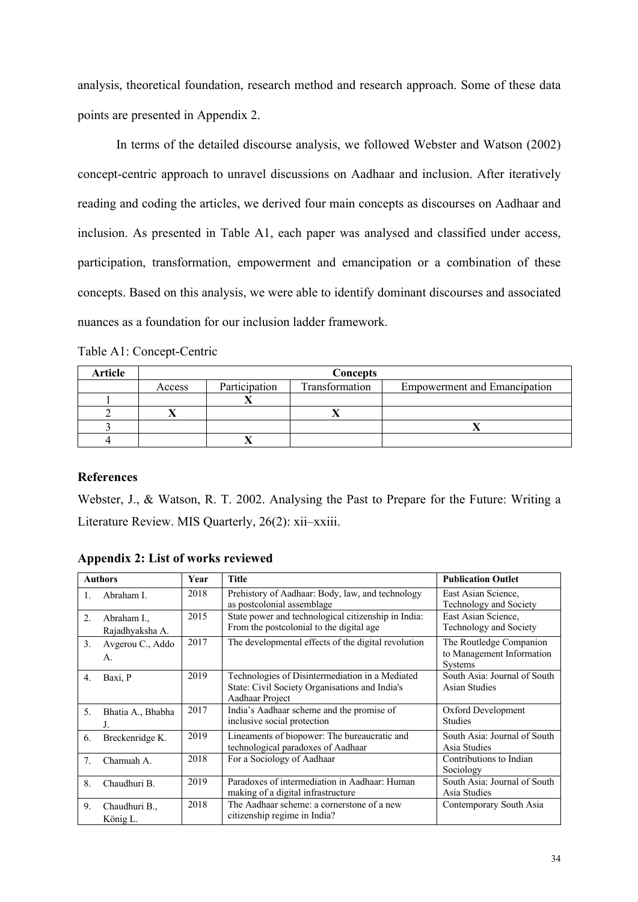analysis, theoretical foundation, research method and research approach. Some of these data points are presented in Appendix 2.

In terms of the detailed discourse analysis, we followed Webster and Watson (2002) concept-centric approach to unravel discussions on Aadhaar and inclusion. After iteratively reading and coding the articles, we derived four main concepts as discourses on Aadhaar and inclusion. As presented in Table A1, each paper was analysed and classified under access, participation, transformation, empowerment and emancipation or a combination of these concepts. Based on this analysis, we were able to identify dominant discourses and associated nuances as a foundation for our inclusion ladder framework.

Table A1: Concept-Centric

| **Article** | **Concepts** | | | |
|---|---|---|---|---|
| | Access | Participation | Transformation | Empowerment and Emancipation |
| 1 | | **X** | | |
| 2 | **X** | | **X** | |
| 3 | | | | **X** |
| 4 | | **X** | | |

**References**

Webster, J., & Watson, R. T. 2002. Analysing the Past to Prepare for the Future: Writing a Literature Review. MIS Quarterly, 26(2): xii–xxiii.

**Appendix 2: List of works reviewed**

| **Authors** | **Year** | **Title** | **Publication Outlet** |
|---|---|---|---|
| 1. Abraham I. | 2018 | Prehistory of Aadhaar: Body, law, and technology as postcolonial assemblage | East Asian Science, Technology and Society |
| 2. Abraham I., Rajadhyaksha A. | 2015 | State power and technological citizenship in India: From the postcolonial to the digital age | East Asian Science, Technology and Society |
| 3. Avgerou C., Addo A. | 2017 | The developmental effects of the digital revolution | The Routledge Companion to Management Information Systems |
| 4. Baxi, P | 2019 | Technologies of Disintermediation in a Mediated State: Civil Society Organisations and India's Aadhaar Project | South Asia: Journal of South Asian Studies |
| 5. Bhatia A., Bhabha J. | 2017 | India's Aadhaar scheme and the promise of inclusive social protection | Oxford Development Studies |
| 6. Breckenridge K. | 2019 | Lineaments of biopower: The bureaucratic and technological paradoxes of Aadhaar | South Asia: Journal of South Asia Studies |
| 7. Chamuah A. | 2018 | For a Sociology of Aadhaar | Contributions to Indian Sociology |
| 8. Chaudhuri B. | 2019 | Paradoxes of intermediation in Aadhaar: Human making of a digital infrastructure | South Asia: Journal of South Asia Studies |
| 9. Chaudhuri B., König L. | 2018 | The Aadhaar scheme: a cornerstone of a new citizenship regime in India? | Contemporary South Asia |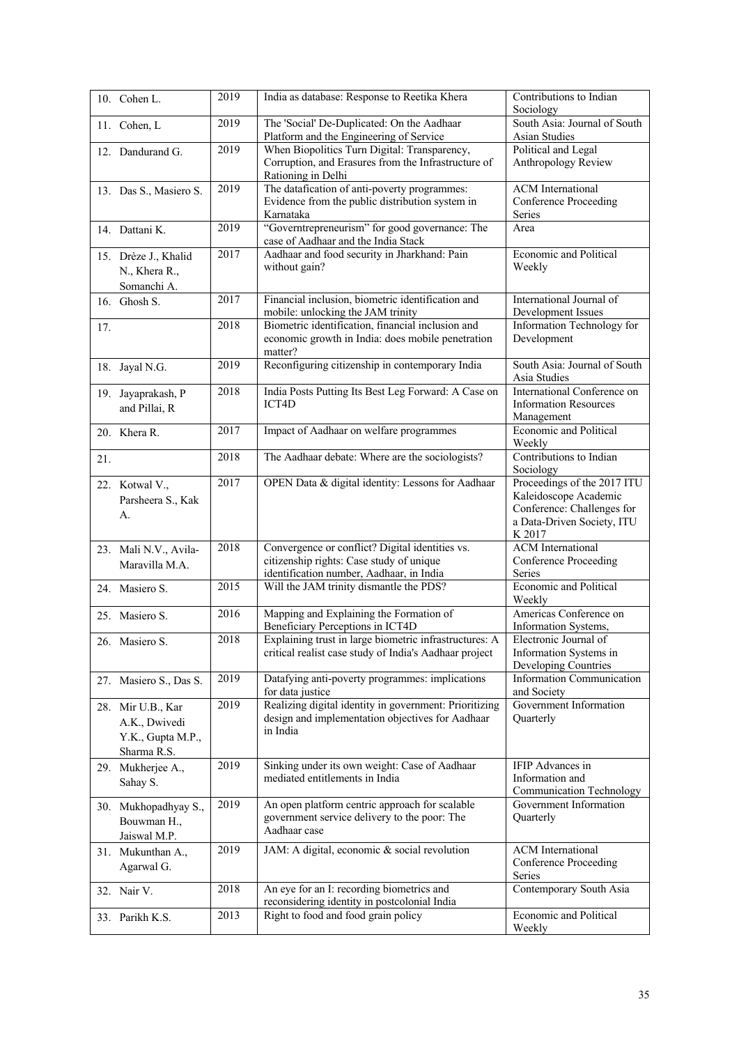| | | | |
|---|---|---|---|
| 10. Cohen L. | 2019 | India as database: Response to Reetika Khera | Contributions to Indian Sociology |
| 11. Cohen, L | 2019 | The 'Social' De-Duplicated: On the Aadhaar Platform and the Engineering of Service | South Asia: Journal of South Asian Studies |
| 12. Dandurand G. | 2019 | When Biopolitics Turn Digital: Transparency, Corruption, and Erasures from the Infrastructure of Rationing in Delhi | Political and Legal Anthropology Review |
| 13. Das S., Masiero S. | 2019 | The datafication of anti-poverty programmes: Evidence from the public distribution system in Karnataka | ACM International Conference Proceeding Series |
| 14. Dattani K. | 2019 | "Governtrepreneurism" for good governance: The case of Aadhaar and the India Stack | Area |
| 15. Drèze J., Khalid N., Khera R., Somanchi A. | 2017 | Aadhaar and food security in Jharkhand: Pain without gain? | Economic and Political Weekly |
| 16. Ghosh S. | 2017 | Financial inclusion, biometric identification and mobile: unlocking the JAM trinity | International Journal of Development Issues |
| 17. | 2018 | Biometric identification, financial inclusion and economic growth in India: does mobile penetration matter? | Information Technology for Development |
| 18. Jayal N.G. | 2019 | Reconfiguring citizenship in contemporary India | South Asia: Journal of South Asia Studies |
| 19. Jayaprakash, P and Pillai, R | 2018 | India Posts Putting Its Best Leg Forward: A Case on ICT4D | International Conference on Information Resources Management |
| 20. Khera R. | 2017 | Impact of Aadhaar on welfare programmes | Economic and Political Weekly |
| 21. | 2018 | The Aadhaar debate: Where are the sociologists? | Contributions to Indian Sociology |
| 22. Kotwal V., Parsheera S., Kak A. | 2017 | OPEN Data & digital identity: Lessons for Aadhaar | Proceedings of the 2017 ITU Kaleidoscope Academic Conference: Challenges for a Data-Driven Society, ITU K 2017 |
| 23. Mali N.V., Avila-Maravilla M.A. | 2018 | Convergence or conflict? Digital identities vs. citizenship rights: Case study of unique identification number, Aadhaar, in India | ACM International Conference Proceeding Series |
| 24. Masiero S. | 2015 | Will the JAM trinity dismantle the PDS? | Economic and Political Weekly |
| 25. Masiero S. | 2016 | Mapping and Explaining the Formation of Beneficiary Perceptions in ICT4D | Americas Conference on Information Systems, |
| 26. Masiero S. | 2018 | Explaining trust in large biometric infrastructures: A critical realist case study of India's Aadhaar project | Electronic Journal of Information Systems in Developing Countries |
| 27. Masiero S., Das S. | 2019 | Datafying anti-poverty programmes: implications for data justice | Information Communication and Society |
| 28. Mir U.B., Kar A.K., Dwivedi Y.K., Gupta M.P., Sharma R.S. | 2019 | Realizing digital identity in government: Prioritizing design and implementation objectives for Aadhaar in India | Government Information Quarterly |
| 29. Mukherjee A., Sahay S. | 2019 | Sinking under its own weight: Case of Aadhaar mediated entitlements in India | IFIP Advances in Information and Communication Technology |
| 30. Mukhopadhyay S., Bouwman H., Jaiswal M.P. | 2019 | An open platform centric approach for scalable government service delivery to the poor: The Aadhaar case | Government Information Quarterly |
| 31. Mukunthan A., Agarwal G. | 2019 | JAM: A digital, economic & social revolution | ACM International Conference Proceeding Series |
| 32. Nair V. | 2018 | An eye for an I: recording biometrics and reconsidering identity in postcolonial India | Contemporary South Asia |
| 33. Parikh K.S. | 2013 | Right to food and food grain policy | Economic and Political Weekly |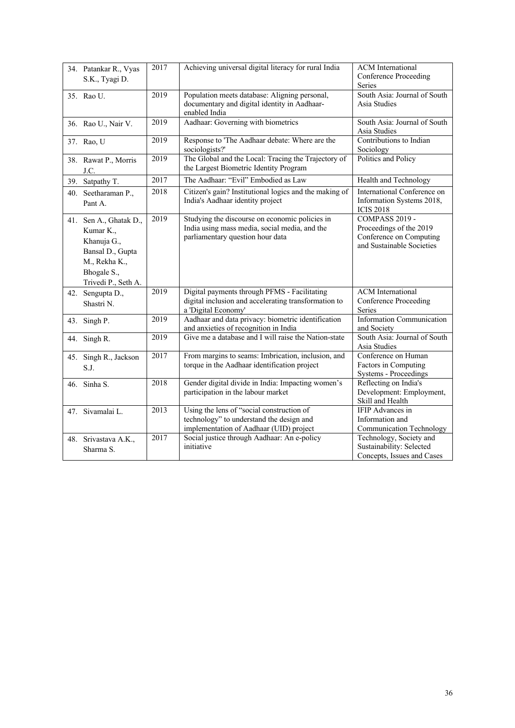| | | | |
|---|---|---|---|
| 34. Patankar R., Vyas S.K., Tyagi D. | 2017 | Achieving universal digital literacy for rural India | ACM International Conference Proceeding Series |
| 35. Rao U. | 2019 | Population meets database: Aligning personal, documentary and digital identity in Aadhaar-enabled India | South Asia: Journal of South Asia Studies |
| 36. Rao U., Nair V. | 2019 | Aadhaar: Governing with biometrics | South Asia: Journal of South Asia Studies |
| 37. Rao, U | 2019 | Response to 'The Aadhaar debate: Where are the sociologists?' | Contributions to Indian Sociology |
| 38. Rawat P., Morris J.C. | 2019 | The Global and the Local: Tracing the Trajectory of the Largest Biometric Identity Program | Politics and Policy |
| 39. Satpathy T. | 2017 | The Aadhaar: "Evil" Embodied as Law | Health and Technology |
| 40. Seetharaman P., Pant A. | 2018 | Citizen's gain? Institutional logics and the making of India's Aadhaar identity project | International Conference on Information Systems 2018, ICIS 2018 |
| 41. Sen A., Ghatak D., Kumar K., Khanuja G., Bansal D., Gupta M., Rekha K., Bhogale S., Trivedi P., Seth A. | 2019 | Studying the discourse on economic policies in India using mass media, social media, and the parliamentary question hour data | COMPASS 2019 - Proceedings of the 2019 Conference on Computing and Sustainable Societies |
| 42. Sengupta D., Shastri N. | 2019 | Digital payments through PFMS - Facilitating digital inclusion and accelerating transformation to a 'Digital Economy' | ACM International Conference Proceeding Series |
| 43. Singh P. | 2019 | Aadhaar and data privacy: biometric identification and anxieties of recognition in India | Information Communication and Society |
| 44. Singh R. | 2019 | Give me a database and I will raise the Nation-state | South Asia: Journal of South Asia Studies |
| 45. Singh R., Jackson S.J. | 2017 | From margins to seams: Imbrication, inclusion, and torque in the Aadhaar identification project | Conference on Human Factors in Computing Systems - Proceedings |
| 46. Sinha S. | 2018 | Gender digital divide in India: Impacting women's participation in the labour market | Reflecting on India's Development: Employment, Skill and Health |
| 47. Sivamalai L. | 2013 | Using the lens of "social construction of technology" to understand the design and implementation of Aadhaar (UID) project | IFIP Advances in Information and Communication Technology |
| 48. Srivastava A.K., Sharma S. | 2017 | Social justice through Aadhaar: An e-policy initiative | Technology, Society and Sustainability: Selected Concepts, Issues and Cases |